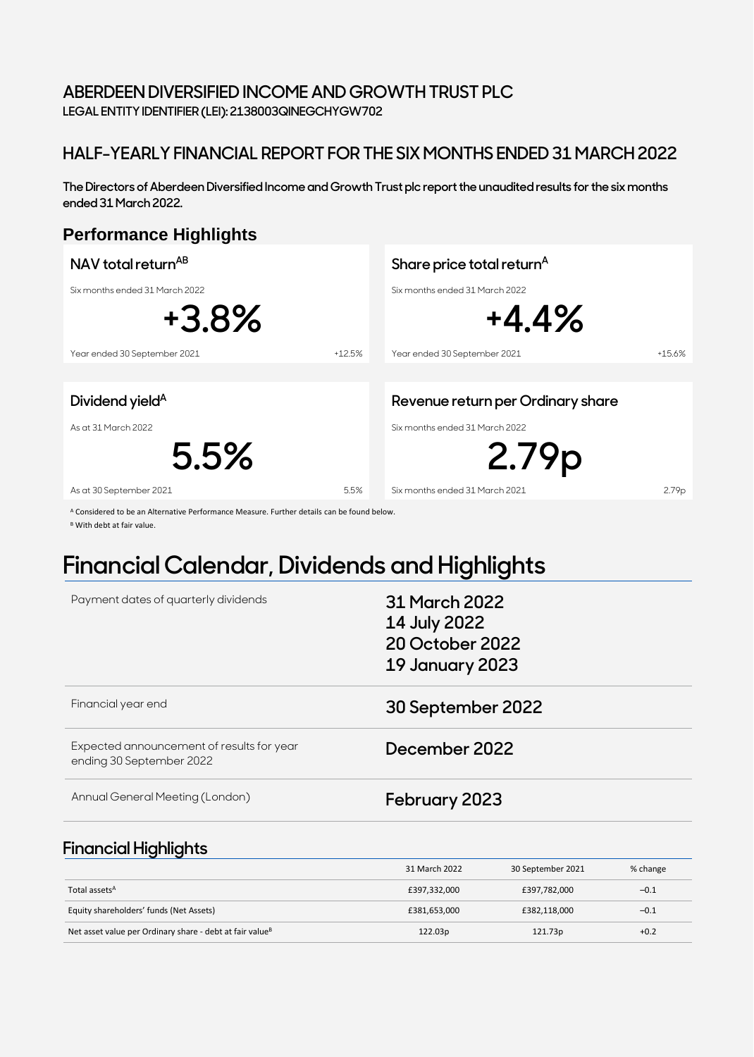# ABERDEEN DIVERSIFIED INCOME AND GROWTH TRUST PLC

LEGAL ENTITY IDENTIFIER (LEI): 2138003QINEGCHYGW702

## HALF-YEARLY FINANCIAL REPORT FOR THE SIX MONTHS ENDED 31 MARCH 2022

**The Directors of Aberdeen Diversified Income and Growth Trust plc report the unaudited results for the six months ended 31 March 2022.**

## Performance Highlights

**NAV total return[AB]**

Six months ended 31 March 2022

**+3.8%**

Year ended 30 September 2021 +12.5%

**Share price total return[A]**

Six months ended 31 March 2022

**+4.4%**

Year ended 30 September 2021 +15.6%

**Dividend yield[A]**

As at 31 March 2022

**5.5%**

As at 30 September 2021 5.5%

**Revenue return per Ordinary share**

Six months ended 31 March 2022

**2.79p**

Six months ended 31 March 2021 2.79p

[A] Considered to be an Alternative Performance Measure. Further details can be found below.

[B] With debt at fair value.

# Financial Calendar, Dividends and Highlights

| | |
|---|---|
| Payment dates of quarterly dividends | **31 March 2022**<br>**14 July 2022**<br>**20 October 2022**<br>**19 January 2023** |
| Financial year end | **30 September 2022** |
| Expected announcement of results for year ending 30 September 2022 | **December 2022** |
| Annual General Meeting (London) | **February 2023** |

## Financial Highlights

| | 31 March 2022 | 30 September 2021 | % change |
|---|---|---|---|
| Total assets[A] | £397,332,000 | £397,782,000 | −0.1 |
| Equity shareholders' funds (Net Assets) | £381,653,000 | £382,118,000 | −0.1 |
| Net asset value per Ordinary share - debt at fair value[B] | 122.03p | 121.73p | +0.2 |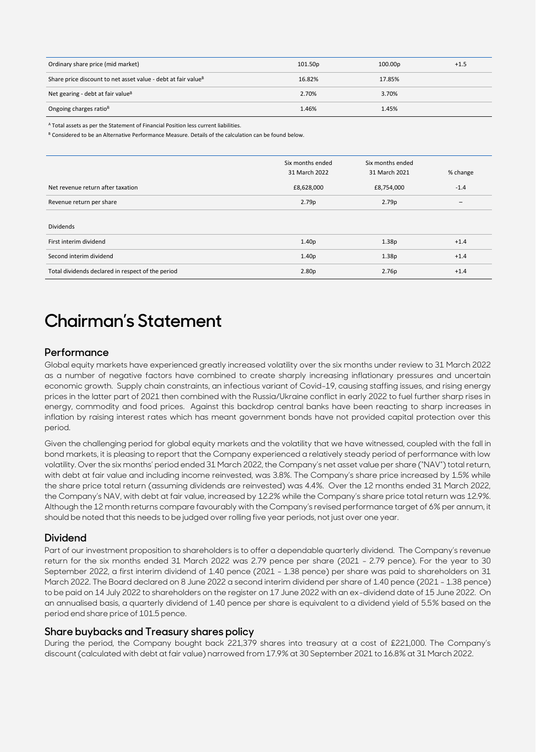| | | | |
|---|---|---|---|
| Ordinary share price (mid market) | 101.50p | 100.00p | +1.5 |
| Share price discount to net asset value - debt at fair value[B] | 16.82% | 17.85% | |
| Net gearing - debt at fair value[B] | 2.70% | 3.70% | |
| Ongoing charges ratio[B] | 1.46% | 1.45% | |

[A] Total assets as per the Statement of Financial Position less current liabilities.

[B] Considered to be an Alternative Performance Measure. Details of the calculation can be found below.

| | Six months ended 31 March 2022 | Six months ended 31 March 2021 | % change |
|---|---|---|---|
| Net revenue return after taxation | £8,628,000 | £8,754,000 | -1.4 |
| Revenue return per share | 2.79p | 2.79p | – |
| Dividends | | | |
| First interim dividend | 1.40p | 1.38p | +1.4 |
| Second interim dividend | 1.40p | 1.38p | +1.4 |
| Total dividends declared in respect of the period | 2.80p | 2.76p | +1.4 |

# Chairman's Statement

## Performance

Global equity markets have experienced greatly increased volatility over the six months under review to 31 March 2022 as a number of negative factors have combined to create sharply increasing inflationary pressures and uncertain economic growth. Supply chain constraints, an infectious variant of Covid-19, causing staffing issues, and rising energy prices in the latter part of 2021 then combined with the Russia/Ukraine conflict in early 2022 to fuel further sharp rises in energy, commodity and food prices. Against this backdrop central banks have been reacting to sharp increases in inflation by raising interest rates which has meant government bonds have not provided capital protection over this period.

Given the challenging period for global equity markets and the volatility that we have witnessed, coupled with the fall in bond markets, it is pleasing to report that the Company experienced a relatively steady period of performance with low volatility. Over the six months' period ended 31 March 2022, the Company's net asset value per share ("NAV") total return, with debt at fair value and including income reinvested, was 3.8%. The Company's share price increased by 1.5% while the share price total return (assuming dividends are reinvested) was 4.4%. Over the 12 months ended 31 March 2022, the Company's NAV, with debt at fair value, increased by 12.2% while the Company's share price total return was 12.9%. Although the 12 month returns compare favourably with the Company's revised performance target of 6% per annum, it should be noted that this needs to be judged over rolling five year periods, not just over one year.

## Dividend

Part of our investment proposition to shareholders is to offer a dependable quarterly dividend. The Company's revenue return for the six months ended 31 March 2022 was 2.79 pence per share (2021 - 2.79 pence). For the year to 30 September 2022, a first interim dividend of 1.40 pence (2021 - 1.38 pence) per share was paid to shareholders on 31 March 2022. The Board declared on 8 June 2022 a second interim dividend per share of 1.40 pence (2021 - 1.38 pence) to be paid on 14 July 2022 to shareholders on the register on 17 June 2022 with an ex-dividend date of 15 June 2022. On an annualised basis, a quarterly dividend of 1.40 pence per share is equivalent to a dividend yield of 5.5% based on the period end share price of 101.5 pence.

## Share buybacks and Treasury shares policy

During the period, the Company bought back 221,379 shares into treasury at a cost of £221,000. The Company's discount (calculated with debt at fair value) narrowed from 17.9% at 30 September 2021 to 16.8% at 31 March 2022.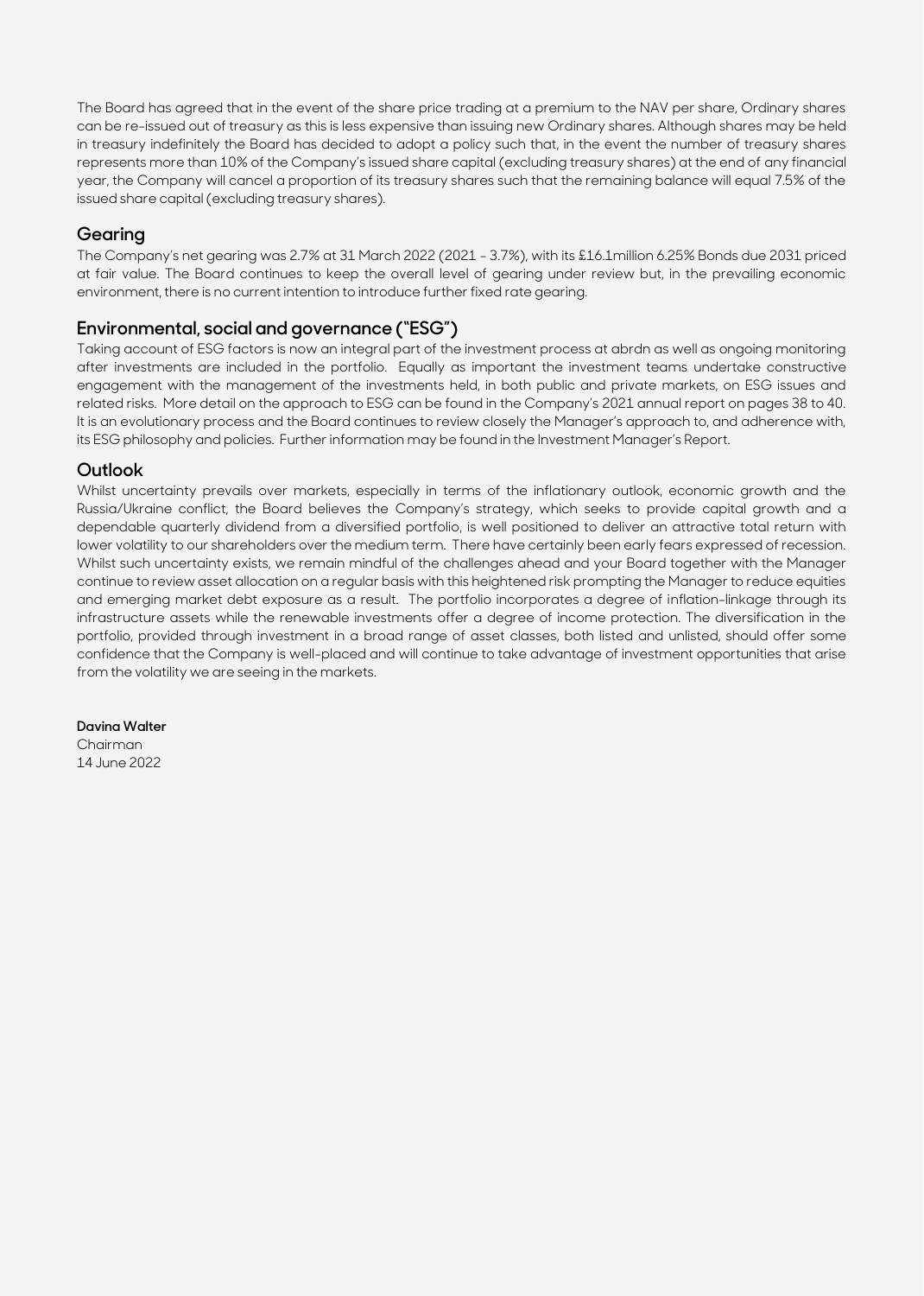The Board has agreed that in the event of the share price trading at a premium to the NAV per share, Ordinary shares can be re-issued out of treasury as this is less expensive than issuing new Ordinary shares. Although shares may be held in treasury indefinitely the Board has decided to adopt a policy such that, in the event the number of treasury shares represents more than 10% of the Company's issued share capital (excluding treasury shares) at the end of any financial year, the Company will cancel a proportion of its treasury shares such that the remaining balance will equal 7.5% of the issued share capital (excluding treasury shares).

## Gearing

The Company's net gearing was 2.7% at 31 March 2022 (2021 - 3.7%), with its £16.1million 6.25% Bonds due 2031 priced at fair value. The Board continues to keep the overall level of gearing under review but, in the prevailing economic environment, there is no current intention to introduce further fixed rate gearing.

## Environmental, social and governance ("ESG")

Taking account of ESG factors is now an integral part of the investment process at abrdn as well as ongoing monitoring after investments are included in the portfolio. Equally as important the investment teams undertake constructive engagement with the management of the investments held, in both public and private markets, on ESG issues and related risks. More detail on the approach to ESG can be found in the Company's 2021 annual report on pages 38 to 40. It is an evolutionary process and the Board continues to review closely the Manager's approach to, and adherence with, its ESG philosophy and policies. Further information may be found in the Investment Manager's Report.

## Outlook

Whilst uncertainty prevails over markets, especially in terms of the inflationary outlook, economic growth and the Russia/Ukraine conflict, the Board believes the Company's strategy, which seeks to provide capital growth and a dependable quarterly dividend from a diversified portfolio, is well positioned to deliver an attractive total return with lower volatility to our shareholders over the medium term. There have certainly been early fears expressed of recession. Whilst such uncertainty exists, we remain mindful of the challenges ahead and your Board together with the Manager continue to review asset allocation on a regular basis with this heightened risk prompting the Manager to reduce equities and emerging market debt exposure as a result. The portfolio incorporates a degree of inflation-linkage through its infrastructure assets while the renewable investments offer a degree of income protection. The diversification in the portfolio, provided through investment in a broad range of asset classes, both listed and unlisted, should offer some confidence that the Company is well-placed and will continue to take advantage of investment opportunities that arise from the volatility we are seeing in the markets.

**Davina Walter**
Chairman
14 June 2022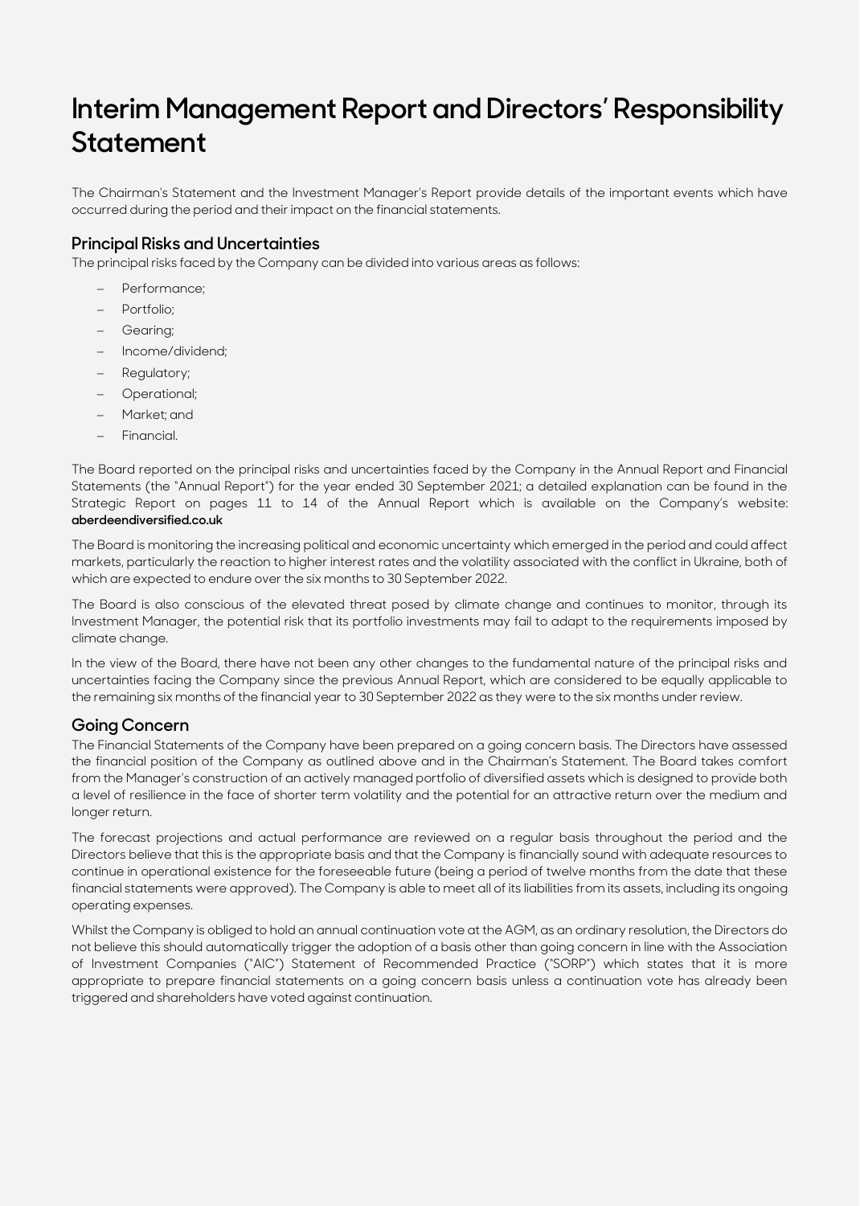# Interim Management Report and Directors' Responsibility Statement

The Chairman's Statement and the Investment Manager's Report provide details of the important events which have occurred during the period and their impact on the financial statements.

## Principal Risks and Uncertainties

The principal risks faced by the Company can be divided into various areas as follows:

- Performance;
- Portfolio;
- Gearing;
- Income/dividend;
- Regulatory;
- Operational;
- Market; and
- Financial.

The Board reported on the principal risks and uncertainties faced by the Company in the Annual Report and Financial Statements (the "Annual Report") for the year ended 30 September 2021; a detailed explanation can be found in the Strategic Report on pages 11 to 14 of the Annual Report which is available on the Company's website: **aberdeendiversified.co.uk**

The Board is monitoring the increasing political and economic uncertainty which emerged in the period and could affect markets, particularly the reaction to higher interest rates and the volatility associated with the conflict in Ukraine, both of which are expected to endure over the six months to 30 September 2022.

The Board is also conscious of the elevated threat posed by climate change and continues to monitor, through its Investment Manager, the potential risk that its portfolio investments may fail to adapt to the requirements imposed by climate change.

In the view of the Board, there have not been any other changes to the fundamental nature of the principal risks and uncertainties facing the Company since the previous Annual Report, which are considered to be equally applicable to the remaining six months of the financial year to 30 September 2022 as they were to the six months under review.

## Going Concern

The Financial Statements of the Company have been prepared on a going concern basis. The Directors have assessed the financial position of the Company as outlined above and in the Chairman's Statement. The Board takes comfort from the Manager's construction of an actively managed portfolio of diversified assets which is designed to provide both a level of resilience in the face of shorter term volatility and the potential for an attractive return over the medium and longer return.

The forecast projections and actual performance are reviewed on a regular basis throughout the period and the Directors believe that this is the appropriate basis and that the Company is financially sound with adequate resources to continue in operational existence for the foreseeable future (being a period of twelve months from the date that these financial statements were approved). The Company is able to meet all of its liabilities from its assets, including its ongoing operating expenses.

Whilst the Company is obliged to hold an annual continuation vote at the AGM, as an ordinary resolution, the Directors do not believe this should automatically trigger the adoption of a basis other than going concern in line with the Association of Investment Companies ("AIC") Statement of Recommended Practice ("SORP") which states that it is more appropriate to prepare financial statements on a going concern basis unless a continuation vote has already been triggered and shareholders have voted against continuation.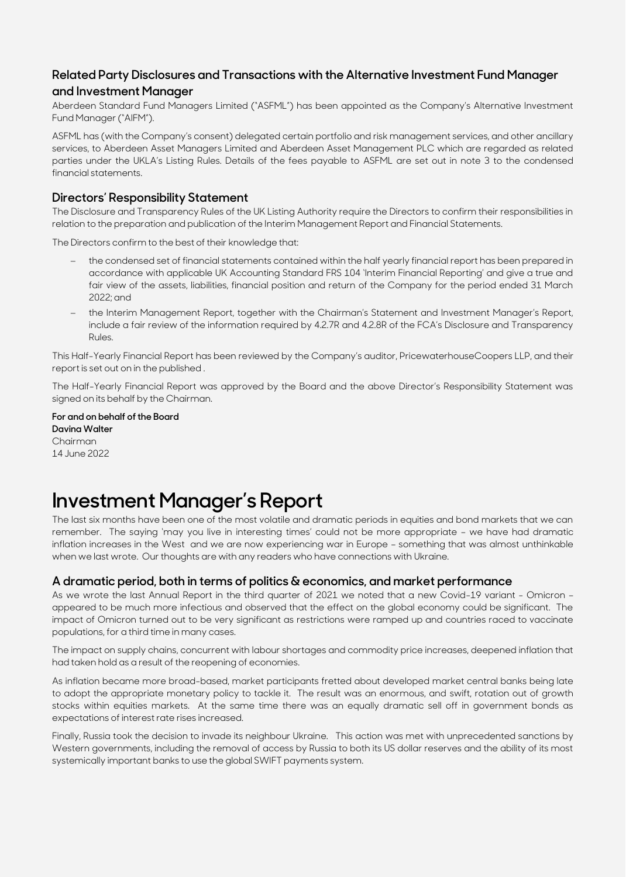### Related Party Disclosures and Transactions with the Alternative Investment Fund Manager and Investment Manager

Aberdeen Standard Fund Managers Limited ("ASFML") has been appointed as the Company's Alternative Investment Fund Manager ("AIFM").

ASFML has (with the Company's consent) delegated certain portfolio and risk management services, and other ancillary services, to Aberdeen Asset Managers Limited and Aberdeen Asset Management PLC which are regarded as related parties under the UKLA's Listing Rules. Details of the fees payable to ASFML are set out in note 3 to the condensed financial statements.

### Directors' Responsibility Statement

The Disclosure and Transparency Rules of the UK Listing Authority require the Directors to confirm their responsibilities in relation to the preparation and publication of the Interim Management Report and Financial Statements.

The Directors confirm to the best of their knowledge that:

- the condensed set of financial statements contained within the half yearly financial report has been prepared in accordance with applicable UK Accounting Standard FRS 104 'Interim Financial Reporting' and give a true and fair view of the assets, liabilities, financial position and return of the Company for the period ended 31 March 2022; and
- the Interim Management Report, together with the Chairman's Statement and Investment Manager's Report, include a fair review of the information required by 4.2.7R and 4.2.8R of the FCA's Disclosure and Transparency Rules.

This Half-Yearly Financial Report has been reviewed by the Company's auditor, PricewaterhouseCoopers LLP, and their report is set out on in the published .

The Half-Yearly Financial Report was approved by the Board and the above Director's Responsibility Statement was signed on its behalf by the Chairman.

**For and on behalf of the Board**
**Davina Walter**
Chairman
14 June 2022

# Investment Manager's Report

The last six months have been one of the most volatile and dramatic periods in equities and bond markets that we can remember. The saying 'may you live in interesting times' could not be more appropriate – we have had dramatic inflation increases in the West and we are now experiencing war in Europe – something that was almost unthinkable when we last wrote. Our thoughts are with any readers who have connections with Ukraine.

### A dramatic period, both in terms of politics & economics, and market performance

As we wrote the last Annual Report in the third quarter of 2021 we noted that a new Covid-19 variant - Omicron - appeared to be much more infectious and observed that the effect on the global economy could be significant. The impact of Omicron turned out to be very significant as restrictions were ramped up and countries raced to vaccinate populations, for a third time in many cases.

The impact on supply chains, concurrent with labour shortages and commodity price increases, deepened inflation that had taken hold as a result of the reopening of economies.

As inflation became more broad-based, market participants fretted about developed market central banks being late to adopt the appropriate monetary policy to tackle it. The result was an enormous, and swift, rotation out of growth stocks within equities markets. At the same time there was an equally dramatic sell off in government bonds as expectations of interest rate rises increased.

Finally, Russia took the decision to invade its neighbour Ukraine. This action was met with unprecedented sanctions by Western governments, including the removal of access by Russia to both its US dollar reserves and the ability of its most systemically important banks to use the global SWIFT payments system.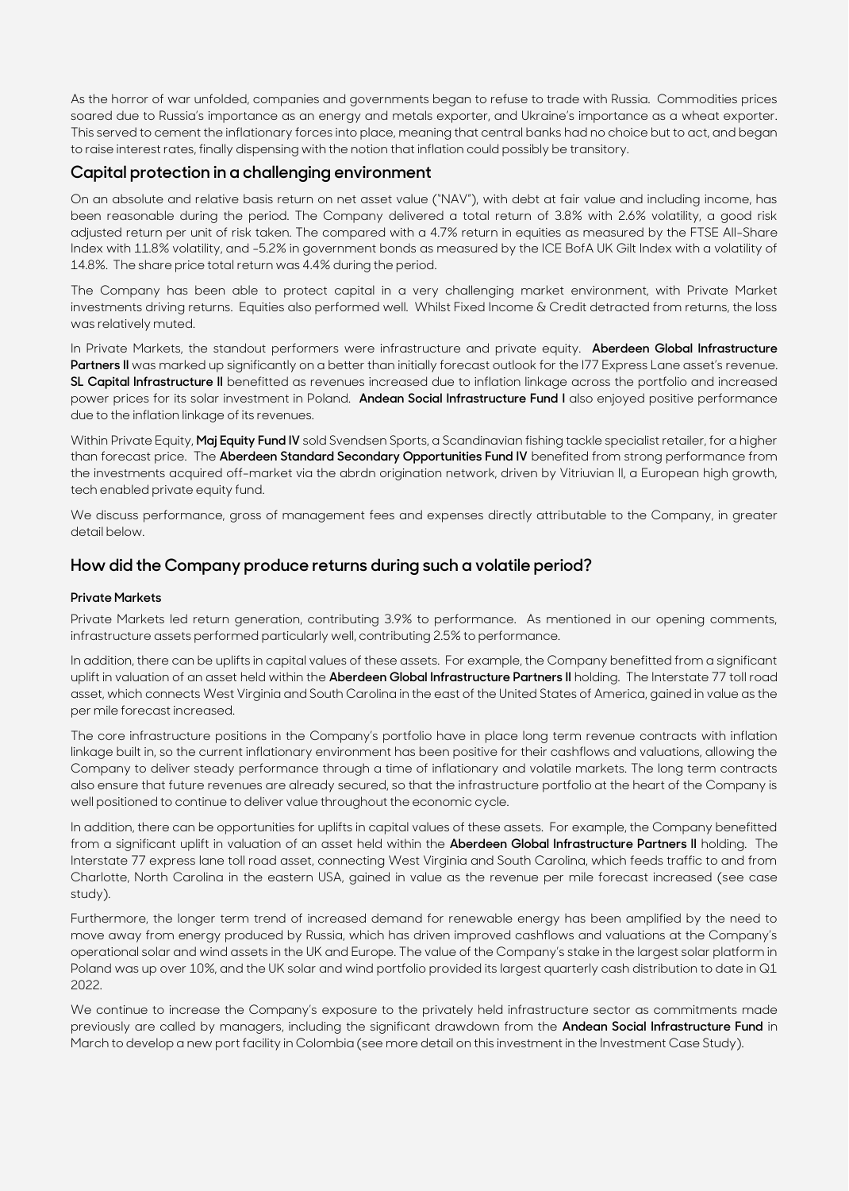As the horror of war unfolded, companies and governments began to refuse to trade with Russia. Commodities prices soared due to Russia's importance as an energy and metals exporter, and Ukraine's importance as a wheat exporter. This served to cement the inflationary forces into place, meaning that central banks had no choice but to act, and began to raise interest rates, finally dispensing with the notion that inflation could possibly be transitory.

## Capital protection in a challenging environment

On an absolute and relative basis return on net asset value ("NAV"), with debt at fair value and including income, has been reasonable during the period. The Company delivered a total return of 3.8% with 2.6% volatility, a good risk adjusted return per unit of risk taken. The compared with a 4.7% return in equities as measured by the FTSE All-Share Index with 11.8% volatility, and -5.2% in government bonds as measured by the ICE BofA UK Gilt Index with a volatility of 14.8%. The share price total return was 4.4% during the period.

The Company has been able to protect capital in a very challenging market environment, with Private Market investments driving returns. Equities also performed well. Whilst Fixed Income & Credit detracted from returns, the loss was relatively muted.

In Private Markets, the standout performers were infrastructure and private equity. **Aberdeen Global Infrastructure Partners II** was marked up significantly on a better than initially forecast outlook for the I77 Express Lane asset's revenue. **SL Capital Infrastructure II** benefitted as revenues increased due to inflation linkage across the portfolio and increased power prices for its solar investment in Poland. **Andean Social Infrastructure Fund I** also enjoyed positive performance due to the inflation linkage of its revenues.

Within Private Equity, **Maj Equity Fund IV** sold Svendsen Sports, a Scandinavian fishing tackle specialist retailer, for a higher than forecast price. The **Aberdeen Standard Secondary Opportunities Fund IV** benefited from strong performance from the investments acquired off-market via the abrdn origination network, driven by Vitriuvian II, a European high growth, tech enabled private equity fund.

We discuss performance, gross of management fees and expenses directly attributable to the Company, in greater detail below.

## How did the Company produce returns during such a volatile period?

### Private Markets

Private Markets led return generation, contributing 3.9% to performance. As mentioned in our opening comments, infrastructure assets performed particularly well, contributing 2.5% to performance.

In addition, there can be uplifts in capital values of these assets. For example, the Company benefitted from a significant uplift in valuation of an asset held within the **Aberdeen Global Infrastructure Partners II** holding. The Interstate 77 toll road asset, which connects West Virginia and South Carolina in the east of the United States of America, gained in value as the per mile forecast increased.

The core infrastructure positions in the Company's portfolio have in place long term revenue contracts with inflation linkage built in, so the current inflationary environment has been positive for their cashflows and valuations, allowing the Company to deliver steady performance through a time of inflationary and volatile markets. The long term contracts also ensure that future revenues are already secured, so that the infrastructure portfolio at the heart of the Company is well positioned to continue to deliver value throughout the economic cycle.

In addition, there can be opportunities for uplifts in capital values of these assets. For example, the Company benefitted from a significant uplift in valuation of an asset held within the **Aberdeen Global Infrastructure Partners II** holding. The Interstate 77 express lane toll road asset, connecting West Virginia and South Carolina, which feeds traffic to and from Charlotte, North Carolina in the eastern USA, gained in value as the revenue per mile forecast increased (see case study).

Furthermore, the longer term trend of increased demand for renewable energy has been amplified by the need to move away from energy produced by Russia, which has driven improved cashflows and valuations at the Company's operational solar and wind assets in the UK and Europe. The value of the Company's stake in the largest solar platform in Poland was up over 10%, and the UK solar and wind portfolio provided its largest quarterly cash distribution to date in Q1 2022.

We continue to increase the Company's exposure to the privately held infrastructure sector as commitments made previously are called by managers, including the significant drawdown from the **Andean Social Infrastructure Fund** in March to develop a new port facility in Colombia (see more detail on this investment in the Investment Case Study).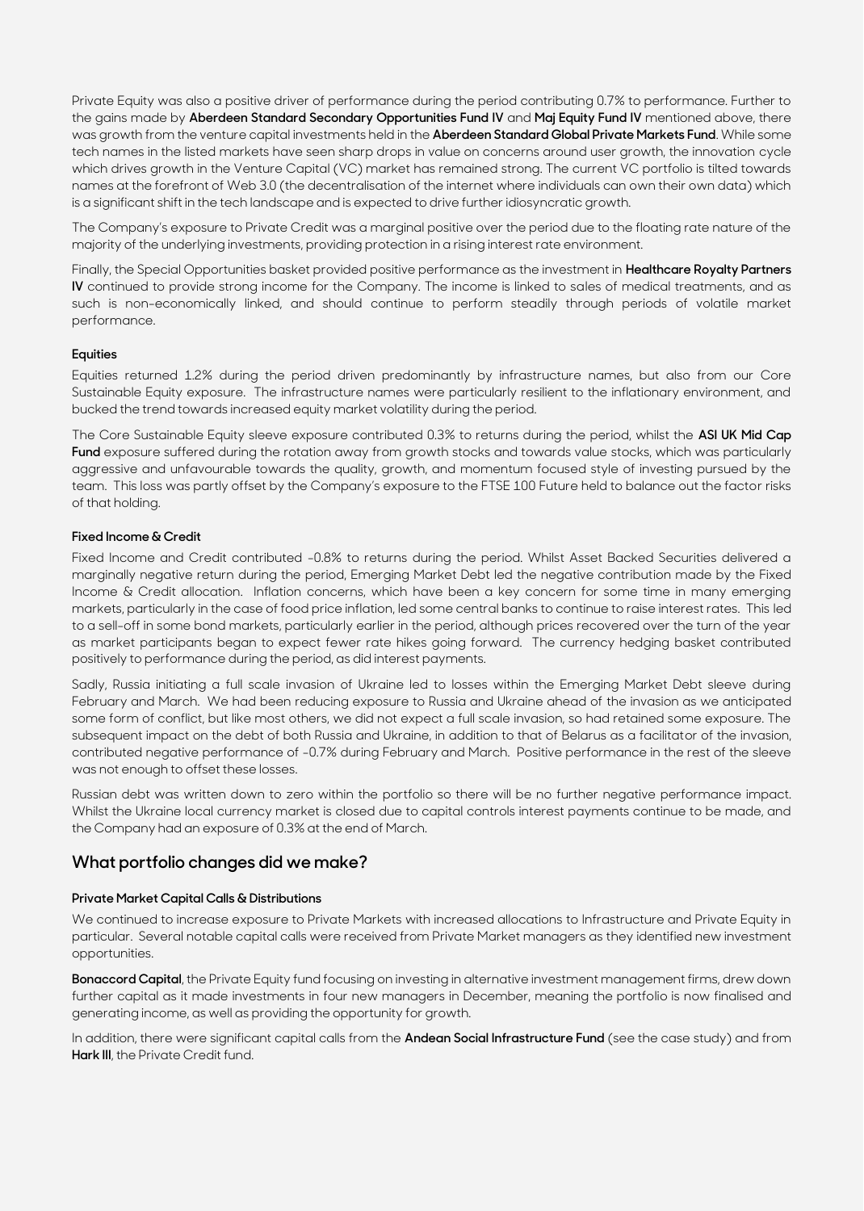Private Equity was also a positive driver of performance during the period contributing 0.7% to performance. Further to the gains made by **Aberdeen Standard Secondary Opportunities Fund IV** and **Maj Equity Fund IV** mentioned above, there was growth from the venture capital investments held in the **Aberdeen Standard Global Private Markets Fund**. While some tech names in the listed markets have seen sharp drops in value on concerns around user growth, the innovation cycle which drives growth in the Venture Capital (VC) market has remained strong. The current VC portfolio is tilted towards names at the forefront of Web 3.0 (the decentralisation of the internet where individuals can own their own data) which is a significant shift in the tech landscape and is expected to drive further idiosyncratic growth.

The Company's exposure to Private Credit was a marginal positive over the period due to the floating rate nature of the majority of the underlying investments, providing protection in a rising interest rate environment.

Finally, the Special Opportunities basket provided positive performance as the investment in **Healthcare Royalty Partners IV** continued to provide strong income for the Company. The income is linked to sales of medical treatments, and as such is non-economically linked, and should continue to perform steadily through periods of volatile market performance.

#### Equities

Equities returned 1.2% during the period driven predominantly by infrastructure names, but also from our Core Sustainable Equity exposure. The infrastructure names were particularly resilient to the inflationary environment, and bucked the trend towards increased equity market volatility during the period.

The Core Sustainable Equity sleeve exposure contributed 0.3% to returns during the period, whilst the **ASI UK Mid Cap Fund** exposure suffered during the rotation away from growth stocks and towards value stocks, which was particularly aggressive and unfavourable towards the quality, growth, and momentum focused style of investing pursued by the team. This loss was partly offset by the Company's exposure to the FTSE 100 Future held to balance out the factor risks of that holding.

#### Fixed Income & Credit

Fixed Income and Credit contributed -0.8% to returns during the period. Whilst Asset Backed Securities delivered a marginally negative return during the period, Emerging Market Debt led the negative contribution made by the Fixed Income & Credit allocation. Inflation concerns, which have been a key concern for some time in many emerging markets, particularly in the case of food price inflation, led some central banks to continue to raise interest rates. This led to a sell-off in some bond markets, particularly earlier in the period, although prices recovered over the turn of the year as market participants began to expect fewer rate hikes going forward. The currency hedging basket contributed positively to performance during the period, as did interest payments.

Sadly, Russia initiating a full scale invasion of Ukraine led to losses within the Emerging Market Debt sleeve during February and March. We had been reducing exposure to Russia and Ukraine ahead of the invasion as we anticipated some form of conflict, but like most others, we did not expect a full scale invasion, so had retained some exposure. The subsequent impact on the debt of both Russia and Ukraine, in addition to that of Belarus as a facilitator of the invasion, contributed negative performance of -0.7% during February and March. Positive performance in the rest of the sleeve was not enough to offset these losses.

Russian debt was written down to zero within the portfolio so there will be no further negative performance impact. Whilst the Ukraine local currency market is closed due to capital controls interest payments continue to be made, and the Company had an exposure of 0.3% at the end of March.

## What portfolio changes did we make?

#### Private Market Capital Calls & Distributions

We continued to increase exposure to Private Markets with increased allocations to Infrastructure and Private Equity in particular. Several notable capital calls were received from Private Market managers as they identified new investment opportunities.

**Bonaccord Capital**, the Private Equity fund focusing on investing in alternative investment management firms, drew down further capital as it made investments in four new managers in December, meaning the portfolio is now finalised and generating income, as well as providing the opportunity for growth.

In addition, there were significant capital calls from the **Andean Social Infrastructure Fund** (see the case study) and from **Hark III**, the Private Credit fund.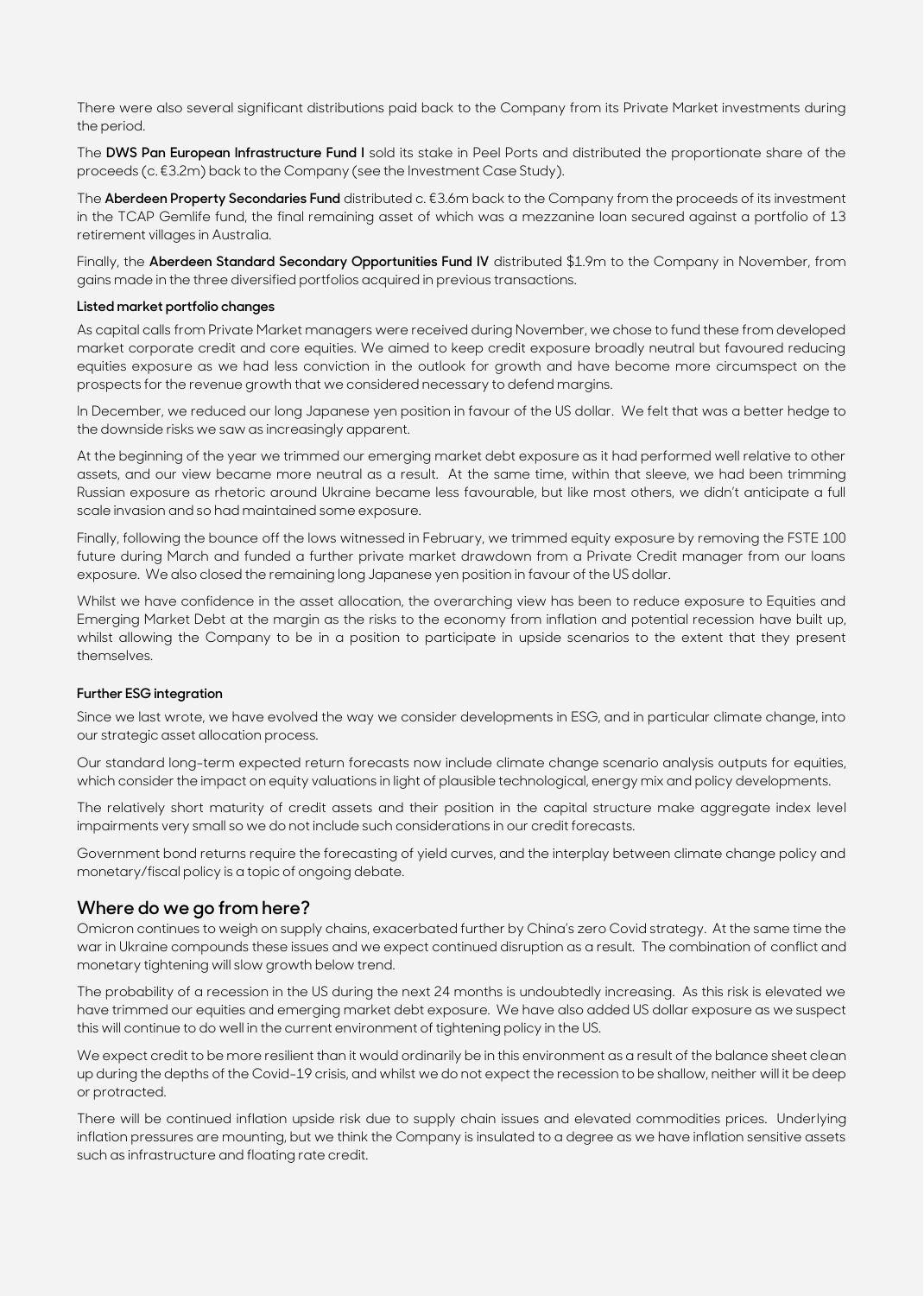There were also several significant distributions paid back to the Company from its Private Market investments during the period.

The **DWS Pan European Infrastructure Fund I** sold its stake in Peel Ports and distributed the proportionate share of the proceeds (c. €3.2m) back to the Company (see the Investment Case Study).

The **Aberdeen Property Secondaries Fund** distributed c. €3.6m back to the Company from the proceeds of its investment in the TCAP Gemlife fund, the final remaining asset of which was a mezzanine loan secured against a portfolio of 13 retirement villages in Australia.

Finally, the **Aberdeen Standard Secondary Opportunities Fund IV** distributed $1.9m to the Company in November, from gains made in the three diversified portfolios acquired in previous transactions.

**Listed market portfolio changes**

As capital calls from Private Market managers were received during November, we chose to fund these from developed market corporate credit and core equities. We aimed to keep credit exposure broadly neutral but favoured reducing equities exposure as we had less conviction in the outlook for growth and have become more circumspect on the prospects for the revenue growth that we considered necessary to defend margins.

In December, we reduced our long Japanese yen position in favour of the US dollar. We felt that was a better hedge to the downside risks we saw as increasingly apparent.

At the beginning of the year we trimmed our emerging market debt exposure as it had performed well relative to other assets, and our view became more neutral as a result. At the same time, within that sleeve, we had been trimming Russian exposure as rhetoric around Ukraine became less favourable, but like most others, we didn't anticipate a full scale invasion and so had maintained some exposure.

Finally, following the bounce off the lows witnessed in February, we trimmed equity exposure by removing the FSTE 100 future during March and funded a further private market drawdown from a Private Credit manager from our loans exposure. We also closed the remaining long Japanese yen position in favour of the US dollar.

Whilst we have confidence in the asset allocation, the overarching view has been to reduce exposure to Equities and Emerging Market Debt at the margin as the risks to the economy from inflation and potential recession have built up, whilst allowing the Company to be in a position to participate in upside scenarios to the extent that they present themselves.

**Further ESG integration**

Since we last wrote, we have evolved the way we consider developments in ESG, and in particular climate change, into our strategic asset allocation process.

Our standard long-term expected return forecasts now include climate change scenario analysis outputs for equities, which consider the impact on equity valuations in light of plausible technological, energy mix and policy developments.

The relatively short maturity of credit assets and their position in the capital structure make aggregate index level impairments very small so we do not include such considerations in our credit forecasts.

Government bond returns require the forecasting of yield curves, and the interplay between climate change policy and monetary/fiscal policy is a topic of ongoing debate.

## Where do we go from here?

Omicron continues to weigh on supply chains, exacerbated further by China's zero Covid strategy. At the same time the war in Ukraine compounds these issues and we expect continued disruption as a result. The combination of conflict and monetary tightening will slow growth below trend.

The probability of a recession in the US during the next 24 months is undoubtedly increasing. As this risk is elevated we have trimmed our equities and emerging market debt exposure. We have also added US dollar exposure as we suspect this will continue to do well in the current environment of tightening policy in the US.

We expect credit to be more resilient than it would ordinarily be in this environment as a result of the balance sheet clean up during the depths of the Covid-19 crisis, and whilst we do not expect the recession to be shallow, neither will it be deep or protracted.

There will be continued inflation upside risk due to supply chain issues and elevated commodities prices. Underlying inflation pressures are mounting, but we think the Company is insulated to a degree as we have inflation sensitive assets such as infrastructure and floating rate credit.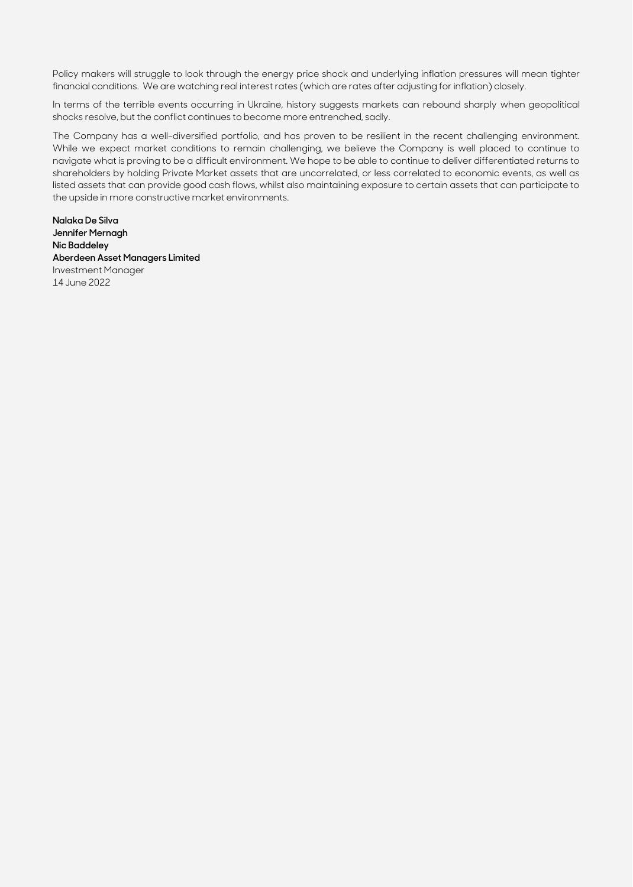Policy makers will struggle to look through the energy price shock and underlying inflation pressures will mean tighter financial conditions. We are watching real interest rates (which are rates after adjusting for inflation) closely.

In terms of the terrible events occurring in Ukraine, history suggests markets can rebound sharply when geopolitical shocks resolve, but the conflict continues to become more entrenched, sadly.

The Company has a well-diversified portfolio, and has proven to be resilient in the recent challenging environment. While we expect market conditions to remain challenging, we believe the Company is well placed to continue to navigate what is proving to be a difficult environment. We hope to be able to continue to deliver differentiated returns to shareholders by holding Private Market assets that are uncorrelated, or less correlated to economic events, as well as listed assets that can provide good cash flows, whilst also maintaining exposure to certain assets that can participate to the upside in more constructive market environments.

**Nalaka De Silva**
**Jennifer Mernagh**
**Nic Baddeley**
**Aberdeen Asset Managers Limited**
Investment Manager
14 June 2022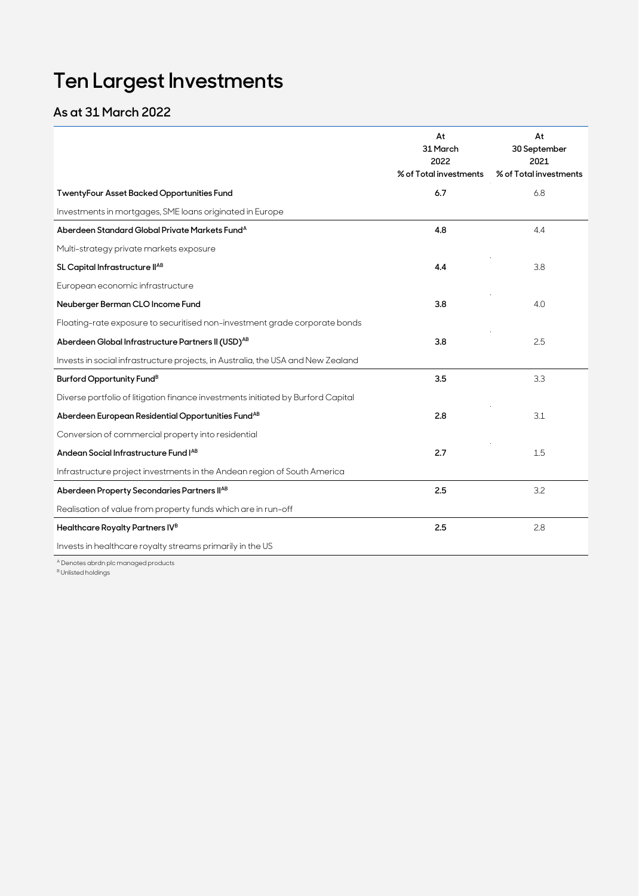# Ten Largest Investments

## As at 31 March 2022

| | At 31 March 2022 % of Total investments | At 30 September 2021 % of Total investments |
|---|---|---|
| **TwentyFour Asset Backed Opportunities Fund** | **6.7** | 6.8 |
| Investments in mortgages, SME loans originated in Europe | | |
| **Aberdeen Standard Global Private Markets Fund**[A] | **4.8** | 4.4 |
| Multi-strategy private markets exposure | | |
| **SL Capital Infrastructure II**[AB] | **4.4** | 3.8 |
| European economic infrastructure | | |
| **Neuberger Berman CLO Income Fund** | **3.8** | 4.0 |
| Floating-rate exposure to securitised non-investment grade corporate bonds | | |
| **Aberdeen Global Infrastructure Partners II (USD)**[AB] | **3.8** | 2.5 |
| Invests in social infrastructure projects, in Australia, the USA and New Zealand | | |
| **Burford Opportunity Fund**[B] | **3.5** | 3.3 |
| Diverse portfolio of litigation finance investments initiated by Burford Capital | | |
| **Aberdeen European Residential Opportunities Fund**[AB] | **2.8** | 3.1 |
| Conversion of commercial property into residential | | |
| **Andean Social Infrastructure Fund I**[AB] | **2.7** | 1.5 |
| Infrastructure project investments in the Andean region of South America | | |
| **Aberdeen Property Secondaries Partners II**[AB] | **2.5** | 3.2 |
| Realisation of value from property funds which are in run-off | | |
| **Healthcare Royalty Partners IV**[B] | **2.5** | 2.8 |
| Invests in healthcare royalty streams primarily in the US | | |

[A] Denotes abrdn plc managed products
[B] Unlisted holdings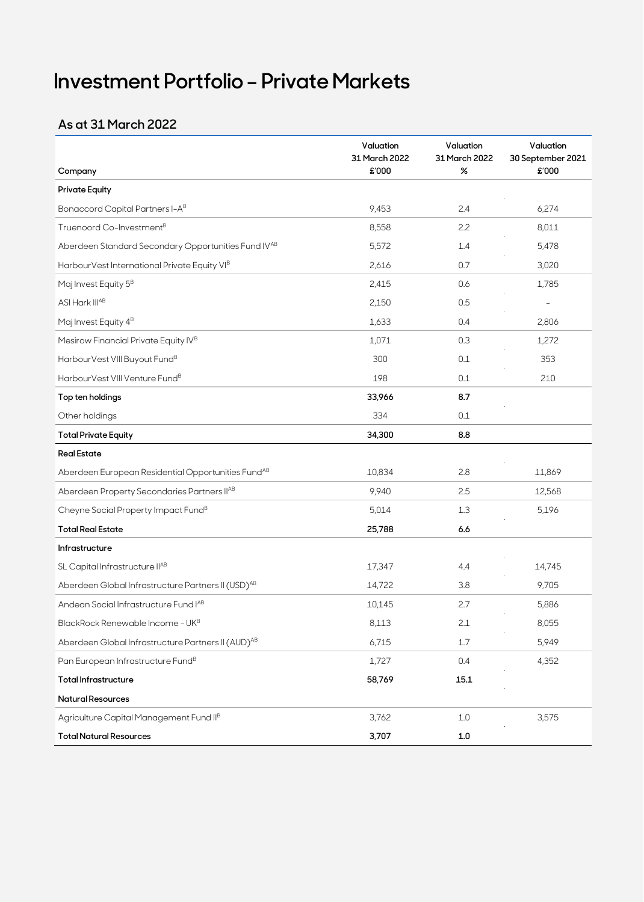# Investment Portfolio – Private Markets

## As at 31 March 2022

| Company | Valuation 31 March 2022 £'000 | Valuation 31 March 2022 % | Valuation 30 September 2021 £'000 |
|---|---|---|---|
| **Private Equity** | | | |
| Bonaccord Capital Partners I-A[B] | 9,453 | 2.4 | 6,274 |
| Truenoord Co-Investment[B] | 8,558 | 2.2 | 8,011 |
| Aberdeen Standard Secondary Opportunities Fund IV[AB] | 5,572 | 1.4 | 5,478 |
| HarbourVest International Private Equity VI[B] | 2,616 | 0.7 | 3,020 |
| Maj Invest Equity 5[B] | 2,415 | 0.6 | 1,785 |
| ASI Hark III[AB] | 2,150 | 0.5 | – |
| Maj Invest Equity 4[B] | 1,633 | 0.4 | 2,806 |
| Mesirow Financial Private Equity IV[B] | 1,071 | 0.3 | 1,272 |
| HarbourVest VIII Buyout Fund[B] | 300 | 0.1 | 353 |
| HarbourVest VIII Venture Fund[B] | 198 | 0.1 | 210 |
| **Top ten holdings** | **33,966** | **8.7** | |
| Other holdings | 334 | 0.1 | |
| **Total Private Equity** | **34,300** | **8.8** | |
| **Real Estate** | | | |
| Aberdeen European Residential Opportunities Fund[AB] | 10,834 | 2.8 | 11,869 |
| Aberdeen Property Secondaries Partners II[AB] | 9,940 | 2.5 | 12,568 |
| Cheyne Social Property Impact Fund[B] | 5,014 | 1.3 | 5,196 |
| **Total Real Estate** | **25,788** | **6.6** | |
| **Infrastructure** | | | |
| SL Capital Infrastructure II[AB] | 17,347 | 4.4 | 14,745 |
| Aberdeen Global Infrastructure Partners II (USD)[AB] | 14,722 | 3.8 | 9,705 |
| Andean Social Infrastructure Fund I[AB] | 10,145 | 2.7 | 5,886 |
| BlackRock Renewable Income – UK[B] | 8,113 | 2.1 | 8,055 |
| Aberdeen Global Infrastructure Partners II (AUD)[AB] | 6,715 | 1.7 | 5,949 |
| Pan European Infrastructure Fund[B] | 1,727 | 0.4 | 4,352 |
| **Total Infrastructure** | **58,769** | **15.1** | |
| **Natural Resources** | | | |
| Agriculture Capital Management Fund II[B] | 3,762 | 1.0 | 3,575 |
| **Total Natural Resources** | **3,707** | **1.0** | |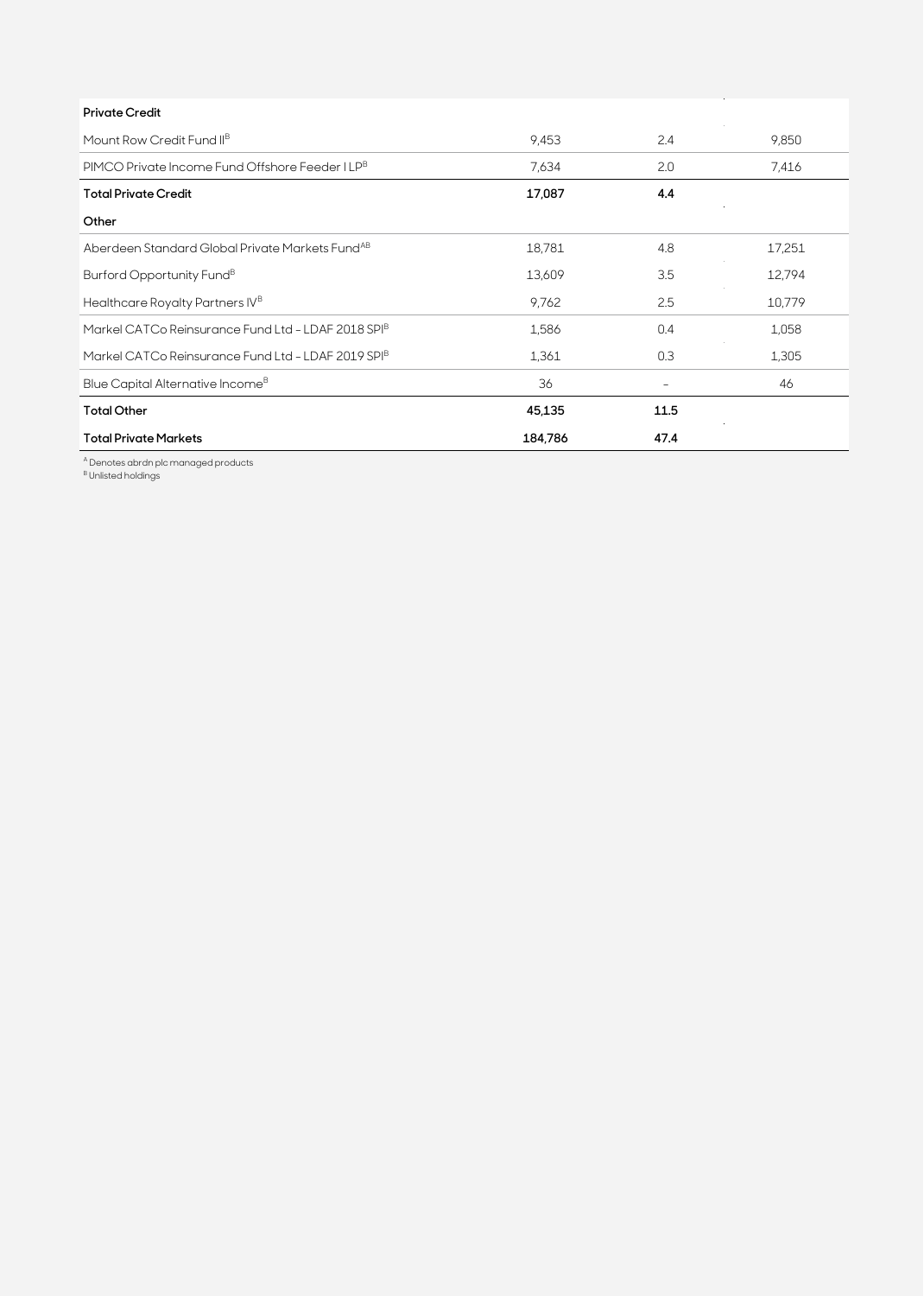| | | | |
|---|---|---|---|
| **Private Credit** | | | |
| Mount Row Credit Fund II[B] | 9,453 | 2.4 | 9,850 |
| PIMCO Private Income Fund Offshore Feeder I LP[B] | 7,634 | 2.0 | 7,416 |
| **Total Private Credit** | **17,087** | **4.4** | |
| **Other** | | | |
| Aberdeen Standard Global Private Markets Fund[AB] | 18,781 | 4.8 | 17,251 |
| Burford Opportunity Fund[B] | 13,609 | 3.5 | 12,794 |
| Healthcare Royalty Partners IV[B] | 9,762 | 2.5 | 10,779 |
| Markel CATCo Reinsurance Fund Ltd - LDAF 2018 SPI[B] | 1,586 | 0.4 | 1,058 |
| Markel CATCo Reinsurance Fund Ltd - LDAF 2019 SPI[B] | 1,361 | 0.3 | 1,305 |
| Blue Capital Alternative Income[B] | 36 | – | 46 |
| **Total Other** | **45,135** | **11.5** | |
| **Total Private Markets** | **184,786** | **47.4** | |

[A] Denotes abrdn plc managed products
[B] Unlisted holdings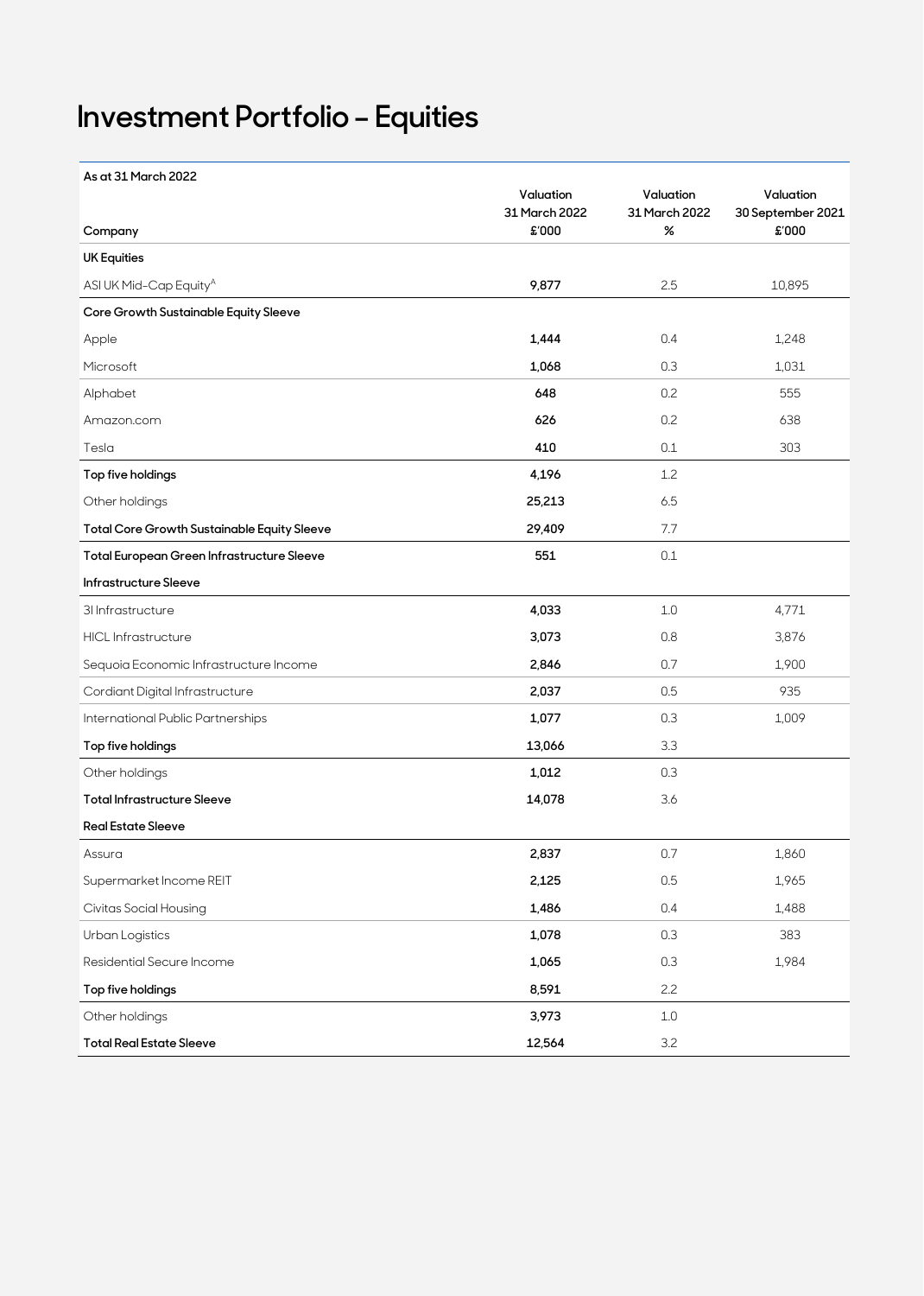# Investment Portfolio – Equities

| As at 31 March 2022 | | | |
|---|---|---|---|
| Company | Valuation 31 March 2022 £'000 | Valuation 31 March 2022 % | Valuation 30 September 2021 £'000 |
| **UK Equities** | | | |
| ASI UK Mid-Cap Equity[A] | **9,877** | 2.5 | 10,895 |
| **Core Growth Sustainable Equity Sleeve** | | | |
| Apple | **1,444** | 0.4 | 1,248 |
| Microsoft | **1,068** | 0.3 | 1,031 |
| Alphabet | **648** | 0.2 | 555 |
| Amazon.com | **626** | 0.2 | 638 |
| Tesla | **410** | 0.1 | 303 |
| **Top five holdings** | **4,196** | 1.2 | |
| Other holdings | **25,213** | 6.5 | |
| **Total Core Growth Sustainable Equity Sleeve** | **29,409** | 7.7 | |
| **Total European Green Infrastructure Sleeve** | **551** | 0.1 | |
| **Infrastructure Sleeve** | | | |
| 3I Infrastructure | **4,033** | 1.0 | 4,771 |
| HICL Infrastructure | **3,073** | 0.8 | 3,876 |
| Sequoia Economic Infrastructure Income | **2,846** | 0.7 | 1,900 |
| Cordiant Digital Infrastructure | **2,037** | 0.5 | 935 |
| International Public Partnerships | **1,077** | 0.3 | 1,009 |
| **Top five holdings** | **13,066** | 3.3 | |
| Other holdings | **1,012** | 0.3 | |
| **Total Infrastructure Sleeve** | **14,078** | 3.6 | |
| **Real Estate Sleeve** | | | |
| Assura | **2,837** | 0.7 | 1,860 |
| Supermarket Income REIT | **2,125** | 0.5 | 1,965 |
| Civitas Social Housing | **1,486** | 0.4 | 1,488 |
| Urban Logistics | **1,078** | 0.3 | 383 |
| Residential Secure Income | **1,065** | 0.3 | 1,984 |
| **Top five holdings** | **8,591** | 2.2 | |
| Other holdings | **3,973** | 1.0 | |
| **Total Real Estate Sleeve** | **12,564** | 3.2 | |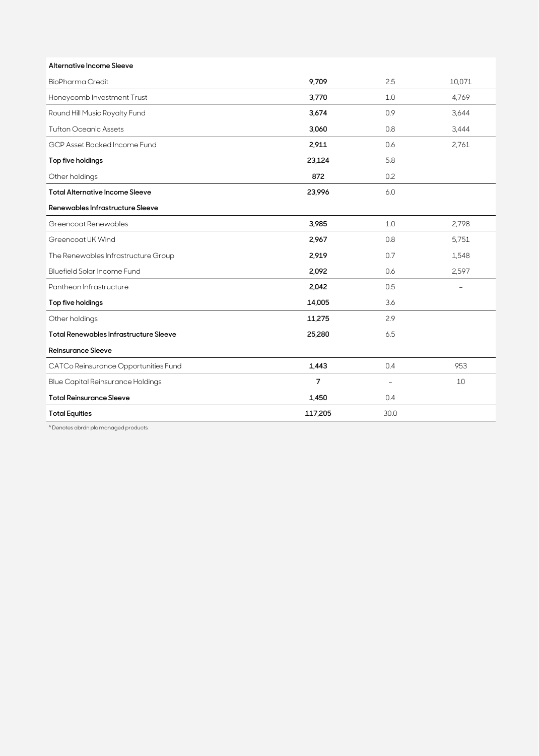| | | | |
|---|---|---|---|
| **Alternative Income Sleeve** | | | |
| BioPharma Credit | **9,709** | 2.5 | 10,071 |
| Honeycomb Investment Trust | **3,770** | 1.0 | 4,769 |
| Round Hill Music Royalty Fund | **3,674** | 0.9 | 3,644 |
| Tufton Oceanic Assets | **3,060** | 0.8 | 3,444 |
| GCP Asset Backed Income Fund | **2,911** | 0.6 | 2,761 |
| **Top five holdings** | **23,124** | 5.8 | |
| Other holdings | **872** | 0.2 | |
| **Total Alternative Income Sleeve** | **23,996** | 6.0 | |
| **Renewables Infrastructure Sleeve** | | | |
| Greencoat Renewables | **3,985** | 1.0 | 2,798 |
| Greencoat UK Wind | **2,967** | 0.8 | 5,751 |
| The Renewables Infrastructure Group | **2,919** | 0.7 | 1,548 |
| Bluefield Solar Income Fund | **2,092** | 0.6 | 2,597 |
| Pantheon Infrastructure | **2,042** | 0.5 | – |
| **Top five holdings** | **14,005** | 3.6 | |
| Other holdings | **11,275** | 2.9 | |
| **Total Renewables Infrastructure Sleeve** | **25,280** | 6.5 | |
| **Reinsurance Sleeve** | | | |
| CATCo Reinsurance Opportunities Fund | **1,443** | 0.4 | 953 |
| Blue Capital Reinsurance Holdings | **7** | – | 10 |
| **Total Reinsurance Sleeve** | **1,450** | 0.4 | |
| **Total Equities** | **117,205** | 30.0 | |

[A] Denotes abrdn plc managed products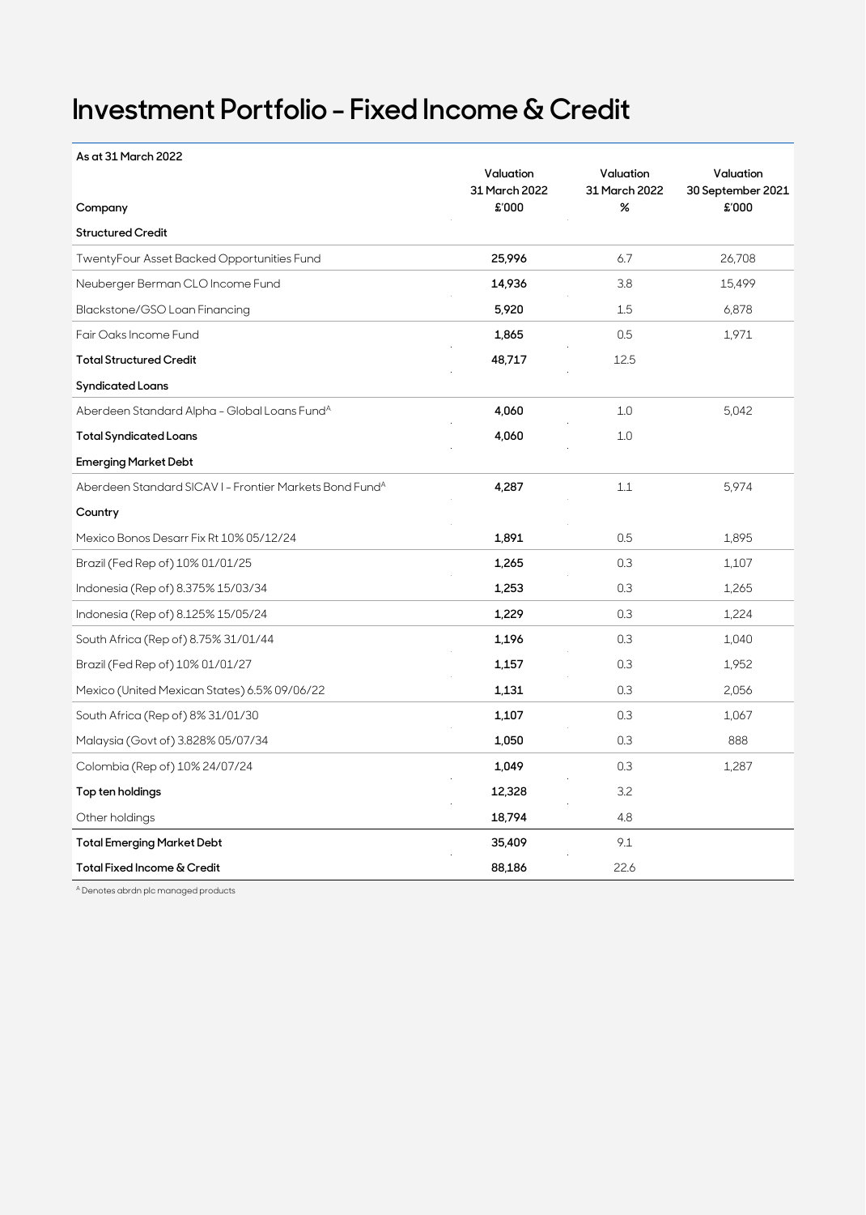# Investment Portfolio – Fixed Income & Credit

**As at 31 March 2022**

| Company | Valuation 31 March 2022 £'000 | Valuation 31 March 2022 % | Valuation 30 September 2021 £'000 |
|---|---|---|---|
| **Structured Credit** | | | |
| TwentyFour Asset Backed Opportunities Fund | **25,996** | 6.7 | 26,708 |
| Neuberger Berman CLO Income Fund | **14,936** | 3.8 | 15,499 |
| Blackstone/GSO Loan Financing | **5,920** | 1.5 | 6,878 |
| Fair Oaks Income Fund | **1,865** | 0.5 | 1,971 |
| **Total Structured Credit** | **48,717** | 12.5 | |
| **Syndicated Loans** | | | |
| Aberdeen Standard Alpha – Global Loans Fund[A] | **4,060** | 1.0 | 5,042 |
| **Total Syndicated Loans** | **4,060** | 1.0 | |
| **Emerging Market Debt** | | | |
| Aberdeen Standard SICAV I – Frontier Markets Bond Fund[A] | **4,287** | 1.1 | 5,974 |
| **Country** | | | |
| Mexico Bonos Desarr Fix Rt 10% 05/12/24 | **1,891** | 0.5 | 1,895 |
| Brazil (Fed Rep of) 10% 01/01/25 | **1,265** | 0.3 | 1,107 |
| Indonesia (Rep of) 8.375% 15/03/34 | **1,253** | 0.3 | 1,265 |
| Indonesia (Rep of) 8.125% 15/05/24 | **1,229** | 0.3 | 1,224 |
| South Africa (Rep of) 8.75% 31/01/44 | **1,196** | 0.3 | 1,040 |
| Brazil (Fed Rep of) 10% 01/01/27 | **1,157** | 0.3 | 1,952 |
| Mexico (United Mexican States) 6.5% 09/06/22 | **1,131** | 0.3 | 2,056 |
| South Africa (Rep of) 8% 31/01/30 | **1,107** | 0.3 | 1,067 |
| Malaysia (Govt of) 3.828% 05/07/34 | **1,050** | 0.3 | 888 |
| Colombia (Rep of) 10% 24/07/24 | **1,049** | 0.3 | 1,287 |
| **Top ten holdings** | **12,328** | 3.2 | |
| Other holdings | **18,794** | 4.8 | |
| **Total Emerging Market Debt** | **35,409** | 9.1 | |
| **Total Fixed Income & Credit** | **88,186** | 22.6 | |

[A] Denotes abrdn plc managed products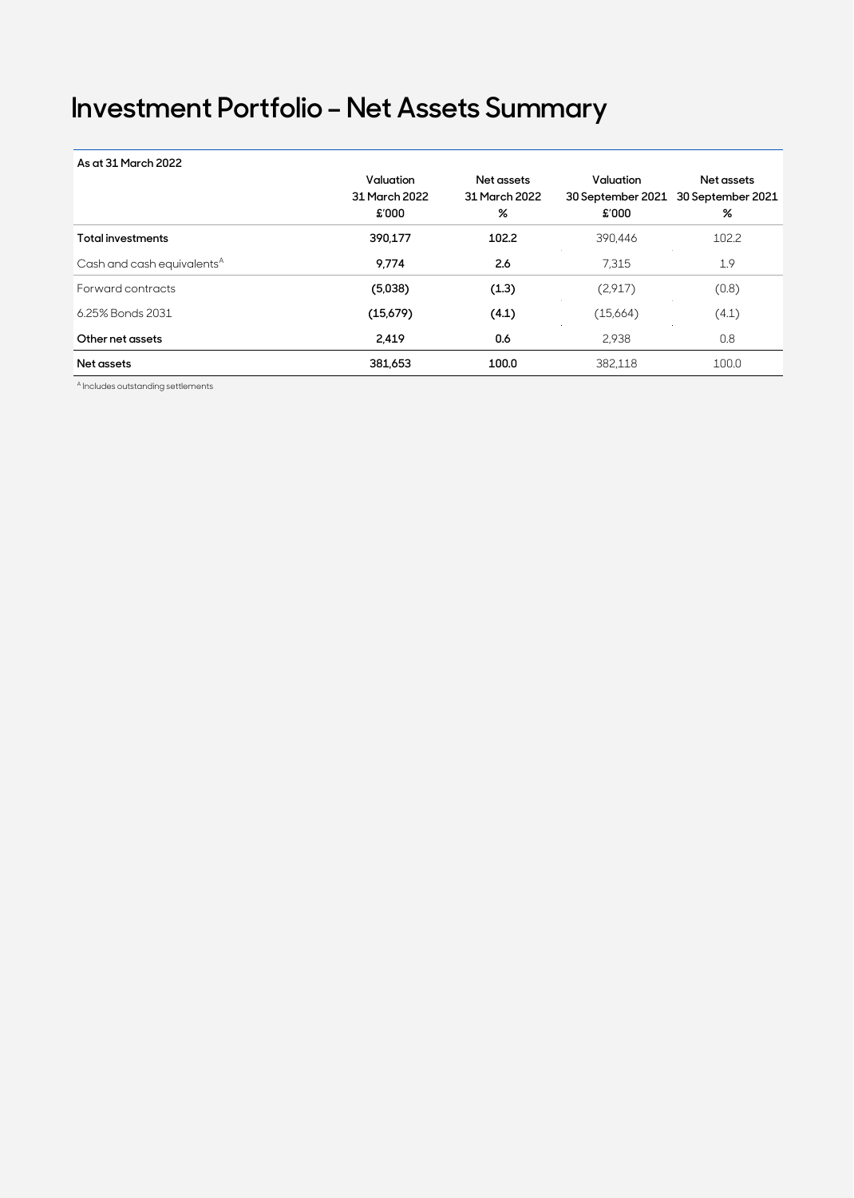# Investment Portfolio – Net Assets Summary

| As at 31 March 2022 | Valuation 31 March 2022 £'000 | Net assets 31 March 2022 % | Valuation 30 September 2021 £'000 | Net assets 30 September 2021 % |
|---|---|---|---|---|
| **Total investments** | **390,177** | **102.2** | 390,446 | 102.2 |
| Cash and cash equivalents[A] | **9,774** | **2.6** | 7,315 | 1.9 |
| Forward contracts | **(5,038)** | **(1.3)** | (2,917) | (0.8) |
| 6.25% Bonds 2031 | **(15,679)** | **(4.1)** | (15,664) | (4.1) |
| **Other net assets** | **2,419** | **0.6** | 2,938 | 0.8 |
| **Net assets** | **381,653** | **100.0** | 382,118 | 100.0 |

[A] Includes outstanding settlements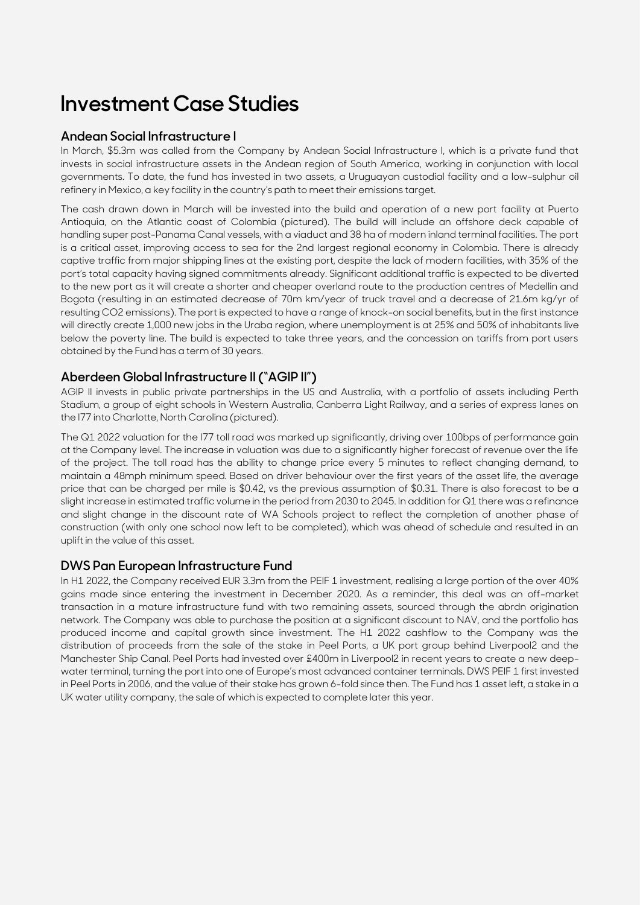# Investment Case Studies

## Andean Social Infrastructure I

In March, \$5.3m was called from the Company by Andean Social Infrastructure I, which is a private fund that invests in social infrastructure assets in the Andean region of South America, working in conjunction with local governments. To date, the fund has invested in two assets, a Uruguayan custodial facility and a low-sulphur oil refinery in Mexico, a key facility in the country's path to meet their emissions target.

The cash drawn down in March will be invested into the build and operation of a new port facility at Puerto Antioquia, on the Atlantic coast of Colombia (pictured). The build will include an offshore deck capable of handling super post-Panama Canal vessels, with a viaduct and 38 ha of modern inland terminal facilities. The port is a critical asset, improving access to sea for the 2nd largest regional economy in Colombia. There is already captive traffic from major shipping lines at the existing port, despite the lack of modern facilities, with 35% of the port's total capacity having signed commitments already. Significant additional traffic is expected to be diverted to the new port as it will create a shorter and cheaper overland route to the production centres of Medellin and Bogota (resulting in an estimated decrease of 70m km/year of truck travel and a decrease of 21.6m kg/yr of resulting $CO_2$ emissions). The port is expected to have a range of knock-on social benefits, but in the first instance will directly create 1,000 new jobs in the Uraba region, where unemployment is at 25% and 50% of inhabitants live below the poverty line. The build is expected to take three years, and the concession on tariffs from port users obtained by the Fund has a term of 30 years.

## Aberdeen Global Infrastructure II ("AGIP II")

AGIP II invests in public private partnerships in the US and Australia, with a portfolio of assets including Perth Stadium, a group of eight schools in Western Australia, Canberra Light Railway, and a series of express lanes on the I77 into Charlotte, North Carolina (pictured).

The Q1 2022 valuation for the I77 toll road was marked up significantly, driving over 100bps of performance gain at the Company level. The increase in valuation was due to a significantly higher forecast of revenue over the life of the project. The toll road has the ability to change price every 5 minutes to reflect changing demand, to maintain a 48mph minimum speed. Based on driver behaviour over the first years of the asset life, the average price that can be charged per mile is \$0.42, vs the previous assumption of \$0.31. There is also forecast to be a slight increase in estimated traffic volume in the period from 2030 to 2045. In addition for Q1 there was a refinance and slight change in the discount rate of WA Schools project to reflect the completion of another phase of construction (with only one school now left to be completed), which was ahead of schedule and resulted in an uplift in the value of this asset.

## DWS Pan European Infrastructure Fund

In H1 2022, the Company received EUR 3.3m from the PEIF 1 investment, realising a large portion of the over 40% gains made since entering the investment in December 2020. As a reminder, this deal was an off-market transaction in a mature infrastructure fund with two remaining assets, sourced through the abrdn origination network. The Company was able to purchase the position at a significant discount to NAV, and the portfolio has produced income and capital growth since investment. The H1 2022 cashflow to the Company was the distribution of proceeds from the sale of the stake in Peel Ports, a UK port group behind Liverpool2 and the Manchester Ship Canal. Peel Ports had invested over £400m in Liverpool2 in recent years to create a new deep-water terminal, turning the port into one of Europe's most advanced container terminals. DWS PEIF 1 first invested in Peel Ports in 2006, and the value of their stake has grown 6-fold since then. The Fund has 1 asset left, a stake in a UK water utility company, the sale of which is expected to complete later this year.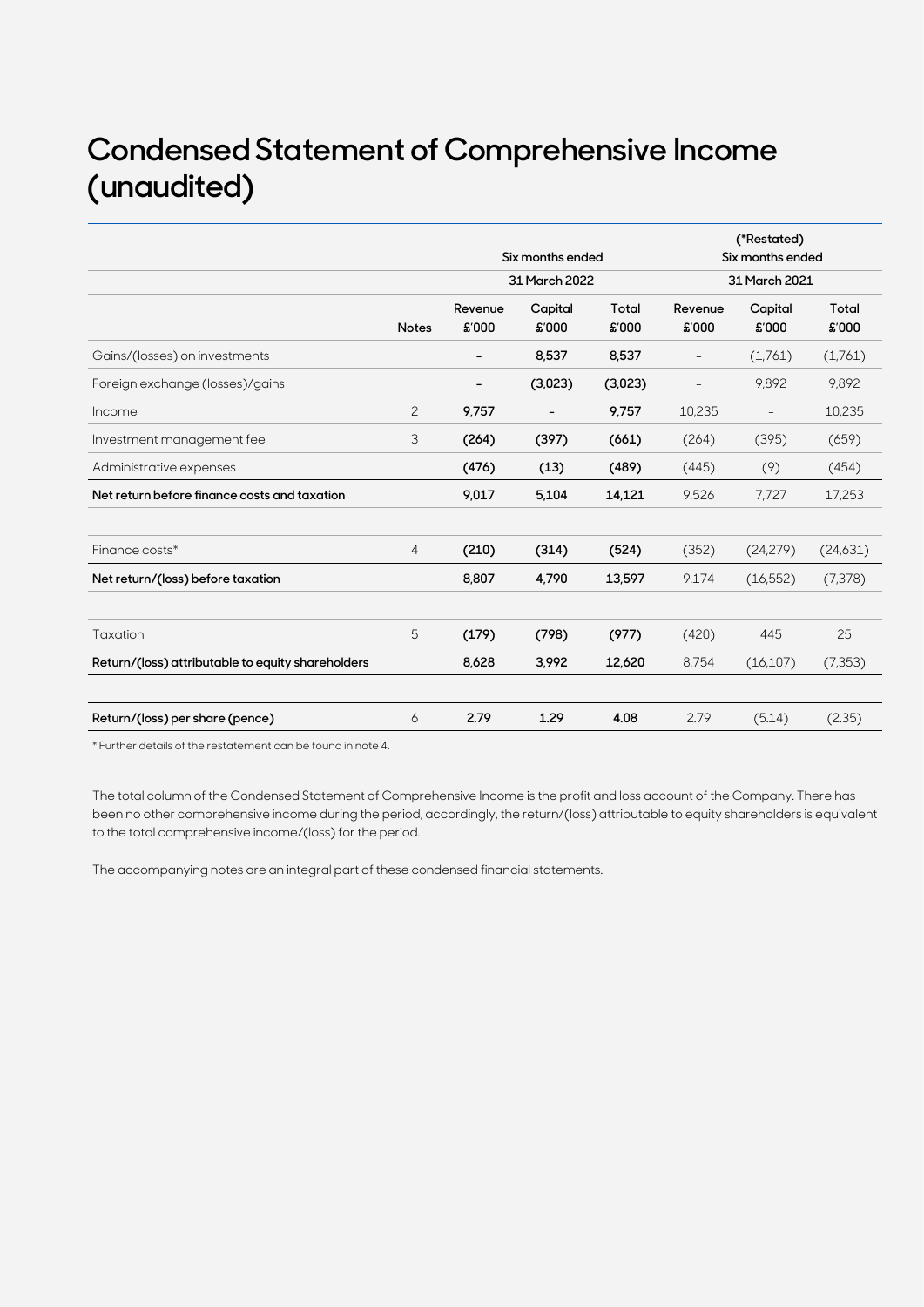# Condensed Statement of Comprehensive Income (unaudited)

| | | Six months ended | | | (*Restated) Six months ended | | |
|---|---|---|---|---|---|---|---|
| | | 31 March 2022 | | | 31 March 2021 | | |
| | Notes | Revenue £'000 | Capital £'000 | Total £'000 | Revenue £'000 | Capital £'000 | Total £'000 |
| Gains/(losses) on investments | | – | 8,537 | 8,537 | – | (1,761) | (1,761) |
| Foreign exchange (losses)/gains | | – | (3,023) | (3,023) | – | 9,892 | 9,892 |
| Income | 2 | 9,757 | – | 9,757 | 10,235 | – | 10,235 |
| Investment management fee | 3 | (264) | (397) | (661) | (264) | (395) | (659) |
| Administrative expenses | | (476) | (13) | (489) | (445) | (9) | (454) |
| **Net return before finance costs and taxation** | | 9,017 | 5,104 | 14,121 | 9,526 | 7,727 | 17,253 |
| Finance costs* | 4 | (210) | (314) | (524) | (352) | (24,279) | (24,631) |
| **Net return/(loss) before taxation** | | 8,807 | 4,790 | 13,597 | 9,174 | (16,552) | (7,378) |
| Taxation | 5 | (179) | (798) | (977) | (420) | 445 | 25 |
| **Return/(loss) attributable to equity shareholders** | | 8,628 | 3,992 | 12,620 | 8,754 | (16,107) | (7,353) |
| **Return/(loss) per share (pence)** | 6 | 2.79 | 1.29 | 4.08 | 2.79 | (5.14) | (2.35) |

* Further details of the restatement can be found in note 4.

The total column of the Condensed Statement of Comprehensive Income is the profit and loss account of the Company. There has been no other comprehensive income during the period, accordingly, the return/(loss) attributable to equity shareholders is equivalent to the total comprehensive income/(loss) for the period.

The accompanying notes are an integral part of these condensed financial statements.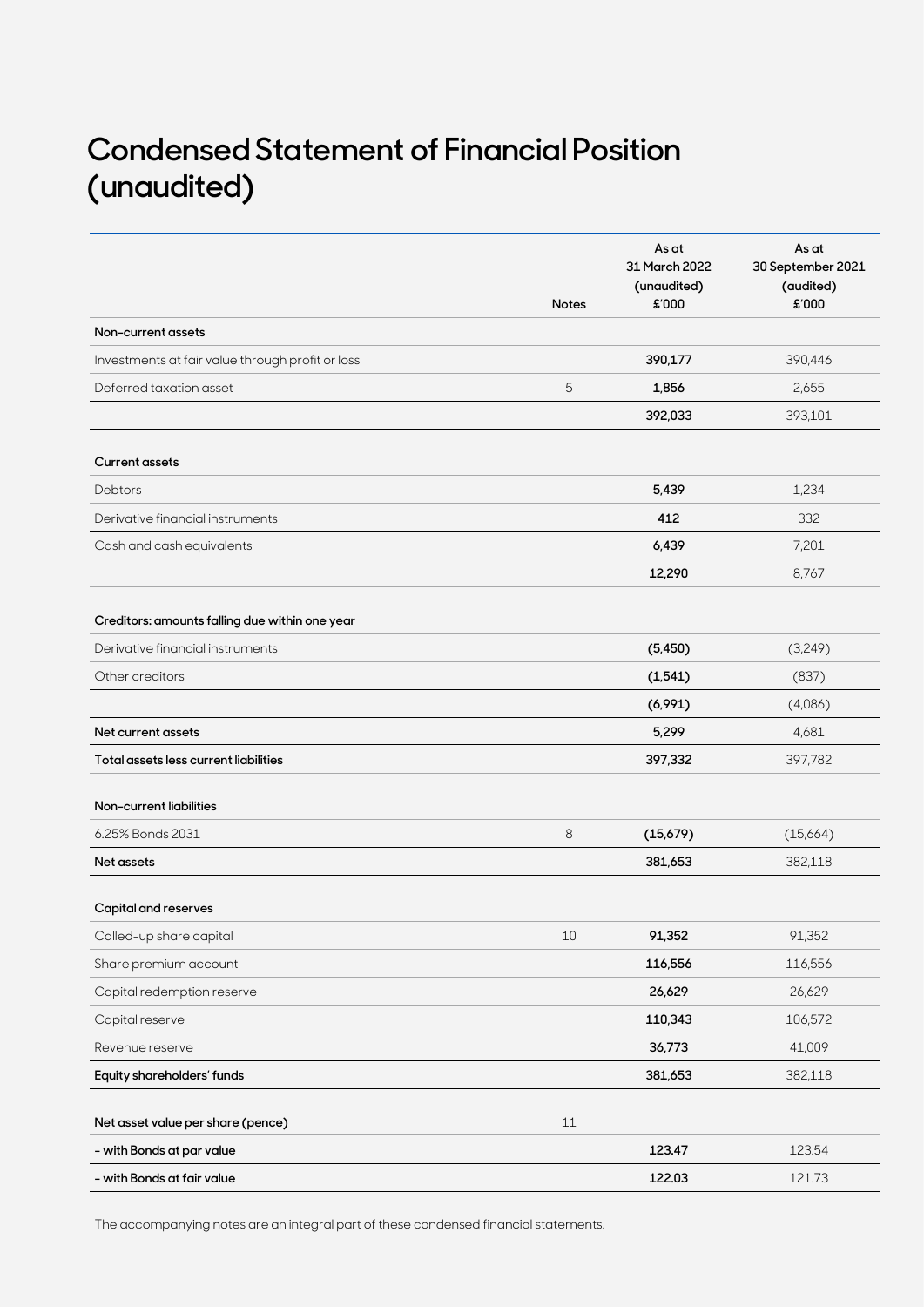# Condensed Statement of Financial Position (unaudited)

| | Notes | As at 31 March 2022 (unaudited) £'000 | As at 30 September 2021 (audited) £'000 |
|---|---|---|---|
| **Non-current assets** | | | |
| Investments at fair value through profit or loss | | **390,177** | 390,446 |
| Deferred taxation asset | 5 | **1,856** | 2,655 |
| | | **392,033** | 393,101 |
| **Current assets** | | | |
| Debtors | | **5,439** | 1,234 |
| Derivative financial instruments | | **412** | 332 |
| Cash and cash equivalents | | **6,439** | 7,201 |
| | | **12,290** | 8,767 |
| **Creditors: amounts falling due within one year** | | | |
| Derivative financial instruments | | **(5,450)** | (3,249) |
| Other creditors | | **(1,541)** | (837) |
| | | **(6,991)** | (4,086) |
| **Net current assets** | | **5,299** | 4,681 |
| **Total assets less current liabilities** | | **397,332** | 397,782 |
| **Non-current liabilities** | | | |
| 6.25% Bonds 2031 | 8 | **(15,679)** | (15,664) |
| **Net assets** | | **381,653** | 382,118 |
| **Capital and reserves** | | | |
| Called-up share capital | 10 | **91,352** | 91,352 |
| Share premium account | | **116,556** | 116,556 |
| Capital redemption reserve | | **26,629** | 26,629 |
| Capital reserve | | **110,343** | 106,572 |
| Revenue reserve | | **36,773** | 41,009 |
| **Equity shareholders' funds** | | **381,653** | 382,118 |
| **Net asset value per share (pence)** | 11 | | |
| **– with Bonds at par value** | | **123.47** | 123.54 |
| **– with Bonds at fair value** | | **122.03** | 121.73 |

The accompanying notes are an integral part of these condensed financial statements.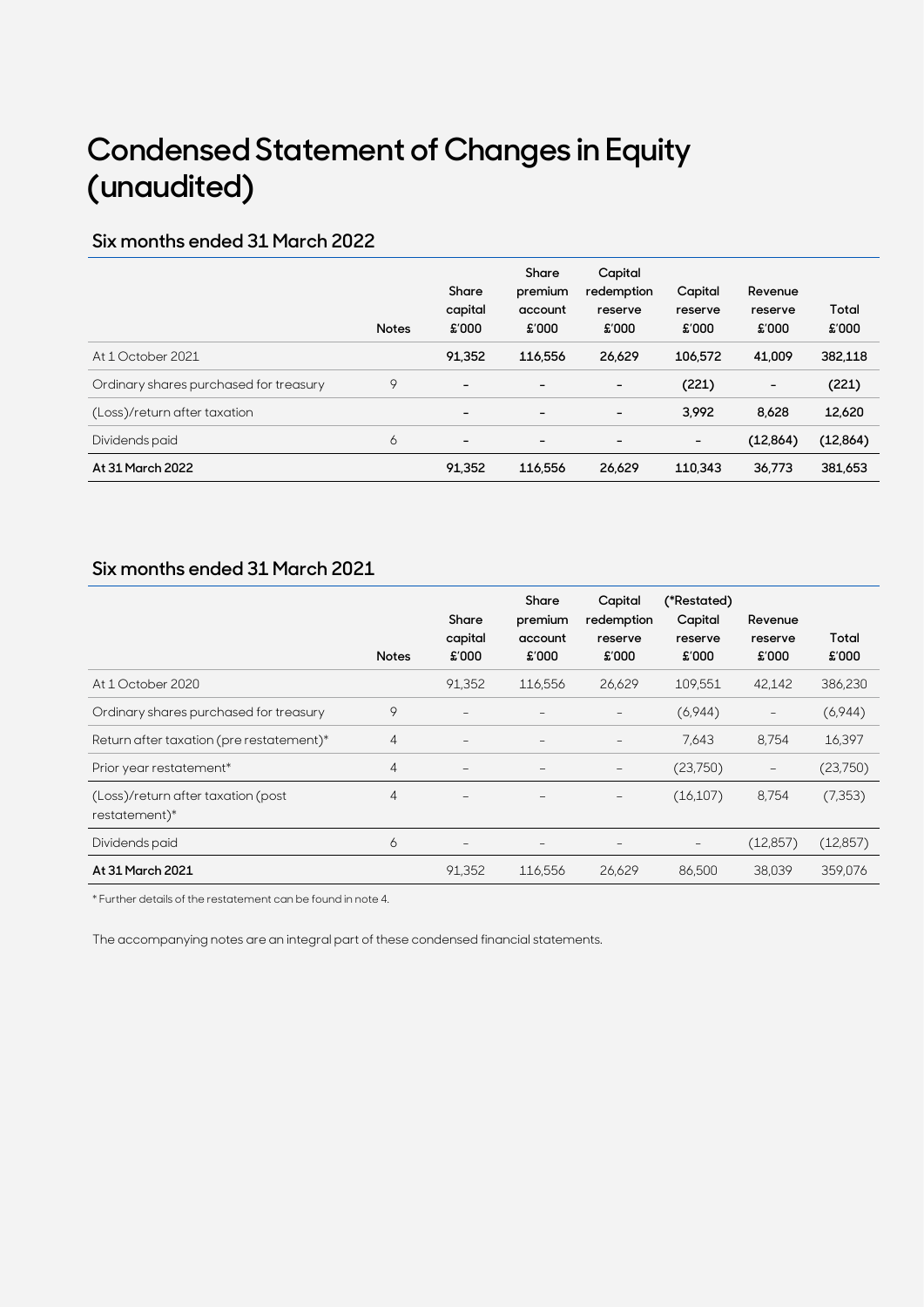# Condensed Statement of Changes in Equity (unaudited)

## Six months ended 31 March 2022

| | Notes | Share capital £'000 | Share premium account £'000 | Capital redemption reserve £'000 | Capital reserve £'000 | Revenue reserve £'000 | Total £'000 |
|---|---|---|---|---|---|---|---|
| At 1 October 2021 | | **91,352** | **116,556** | **26,629** | **106,572** | **41,009** | **382,118** |
| Ordinary shares purchased for treasury | 9 | **–** | **–** | **–** | **(221)** | **–** | **(221)** |
| (Loss)/return after taxation | | **–** | **–** | **–** | **3,992** | **8,628** | **12,620** |
| Dividends paid | 6 | **–** | **–** | **–** | **–** | **(12,864)** | **(12,864)** |
| **At 31 March 2022** | | **91,352** | **116,556** | **26,629** | **110,343** | **36,773** | **381,653** |

## Six months ended 31 March 2021

| | Notes | Share capital £'000 | Share premium account £'000 | Capital redemption reserve £'000 | (*Restated) Capital reserve £'000 | Revenue reserve £'000 | Total £'000 |
|---|---|---|---|---|---|---|---|
| At 1 October 2020 | | 91,352 | 116,556 | 26,629 | 109,551 | 42,142 | 386,230 |
| Ordinary shares purchased for treasury | 9 | – | – | – | (6,944) | – | (6,944) |
| Return after taxation (pre restatement)* | 4 | – | – | – | 7,643 | 8,754 | 16,397 |
| Prior year restatement* | 4 | – | – | – | (23,750) | – | (23,750) |
| (Loss)/return after taxation (post restatement)* | 4 | – | – | – | (16,107) | 8,754 | (7,353) |
| Dividends paid | 6 | – | – | – | – | (12,857) | (12,857) |
| **At 31 March 2021** | | 91,352 | 116,556 | 26,629 | 86,500 | 38,039 | 359,076 |

* Further details of the restatement can be found in note 4.

The accompanying notes are an integral part of these condensed financial statements.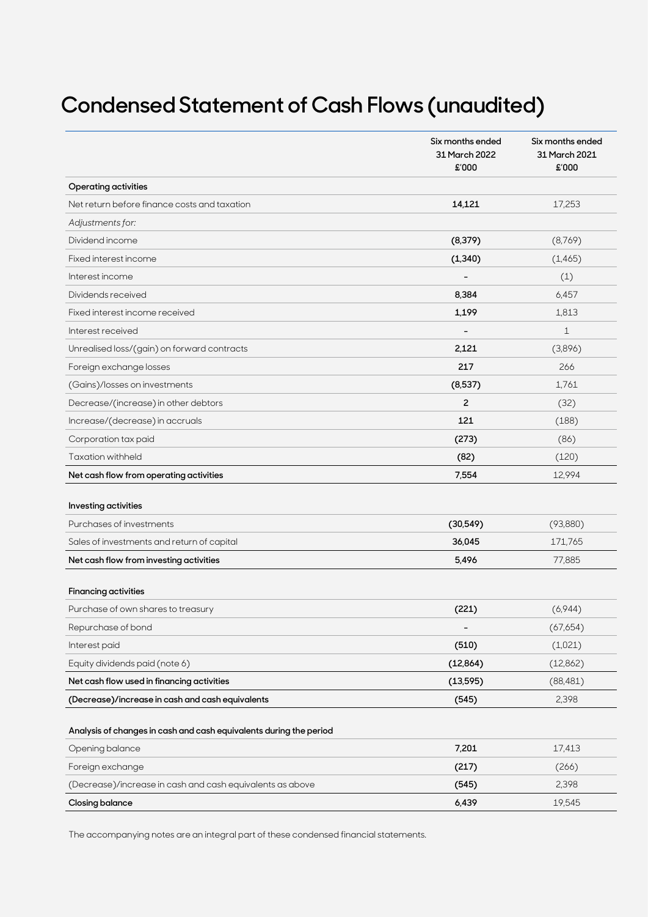# Condensed Statement of Cash Flows (unaudited)

| | Six months ended 31 March 2022 £'000 | Six months ended 31 March 2021 £'000 |
|---|---|---|
| **Operating activities** | | |
| Net return before finance costs and taxation | **14,121** | 17,253 |
| *Adjustments for:* | | |
| Dividend income | **(8,379)** | (8,769) |
| Fixed interest income | **(1,340)** | (1,465) |
| Interest income | **–** | (1) |
| Dividends received | **8,384** | 6,457 |
| Fixed interest income received | **1,199** | 1,813 |
| Interest received | **–** | 1 |
| Unrealised loss/(gain) on forward contracts | **2,121** | (3,896) |
| Foreign exchange losses | **217** | 266 |
| (Gains)/losses on investments | **(8,537)** | 1,761 |
| Decrease/(increase) in other debtors | **2** | (32) |
| Increase/(decrease) in accruals | **121** | (188) |
| Corporation tax paid | **(273)** | (86) |
| Taxation withheld | **(82)** | (120) |
| **Net cash flow from operating activities** | **7,554** | 12,994 |
| **Investing activities** | | |
| Purchases of investments | **(30,549)** | (93,880) |
| Sales of investments and return of capital | **36,045** | 171,765 |
| **Net cash flow from investing activities** | **5,496** | 77,885 |
| **Financing activities** | | |
| Purchase of own shares to treasury | **(221)** | (6,944) |
| Repurchase of bond | **–** | (67,654) |
| Interest paid | **(510)** | (1,021) |
| Equity dividends paid (note 6) | **(12,864)** | (12,862) |
| **Net cash flow used in financing activities** | **(13,595)** | (88,481) |
| **(Decrease)/increase in cash and cash equivalents** | **(545)** | 2,398 |
| **Analysis of changes in cash and cash equivalents during the period** | | |
| Opening balance | **7,201** | 17,413 |
| Foreign exchange | **(217)** | (266) |
| (Decrease)/increase in cash and cash equivalents as above | **(545)** | 2,398 |
| **Closing balance** | **6,439** | 19,545 |

The accompanying notes are an integral part of these condensed financial statements.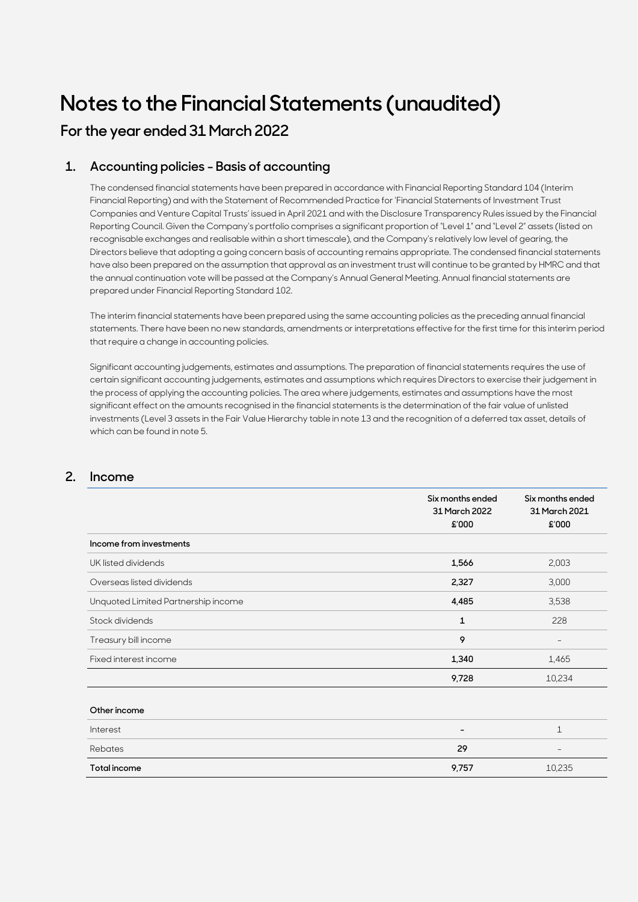# Notes to the Financial Statements (unaudited)

## For the year ended 31 March 2022

### 1. Accounting policies - Basis of accounting

The condensed financial statements have been prepared in accordance with Financial Reporting Standard 104 (Interim Financial Reporting) and with the Statement of Recommended Practice for 'Financial Statements of Investment Trust Companies and Venture Capital Trusts' issued in April 2021 and with the Disclosure Transparency Rules issued by the Financial Reporting Council. Given the Company's portfolio comprises a significant proportion of "Level 1" and "Level 2" assets (listed on recognisable exchanges and realisable within a short timescale), and the Company's relatively low level of gearing, the Directors believe that adopting a going concern basis of accounting remains appropriate. The condensed financial statements have also been prepared on the assumption that approval as an investment trust will continue to be granted by HMRC and that the annual continuation vote will be passed at the Company's Annual General Meeting. Annual financial statements are prepared under Financial Reporting Standard 102.

The interim financial statements have been prepared using the same accounting policies as the preceding annual financial statements. There have been no new standards, amendments or interpretations effective for the first time for this interim period that require a change in accounting policies.

Significant accounting judgements, estimates and assumptions. The preparation of financial statements requires the use of certain significant accounting judgements, estimates and assumptions which requires Directors to exercise their judgement in the process of applying the accounting policies. The area where judgements, estimates and assumptions have the most significant effect on the amounts recognised in the financial statements is the determination of the fair value of unlisted investments (Level 3 assets in the Fair Value Hierarchy table in note 13 and the recognition of a deferred tax asset, details of which can be found in note 5.

### 2. Income

| | Six months ended 31 March 2022 £'000 | Six months ended 31 March 2021 £'000 |
|---|---|---|
| **Income from investments** | | |
| UK listed dividends | **1,566** | 2,003 |
| Overseas listed dividends | **2,327** | 3,000 |
| Unquoted Limited Partnership income | **4,485** | 3,538 |
| Stock dividends | **1** | 228 |
| Treasury bill income | **9** | – |
| Fixed interest income | **1,340** | 1,465 |
| | **9,728** | 10,234 |
| **Other income** | | |
| Interest | **–** | 1 |
| Rebates | **29** | – |
| **Total income** | **9,757** | 10,235 |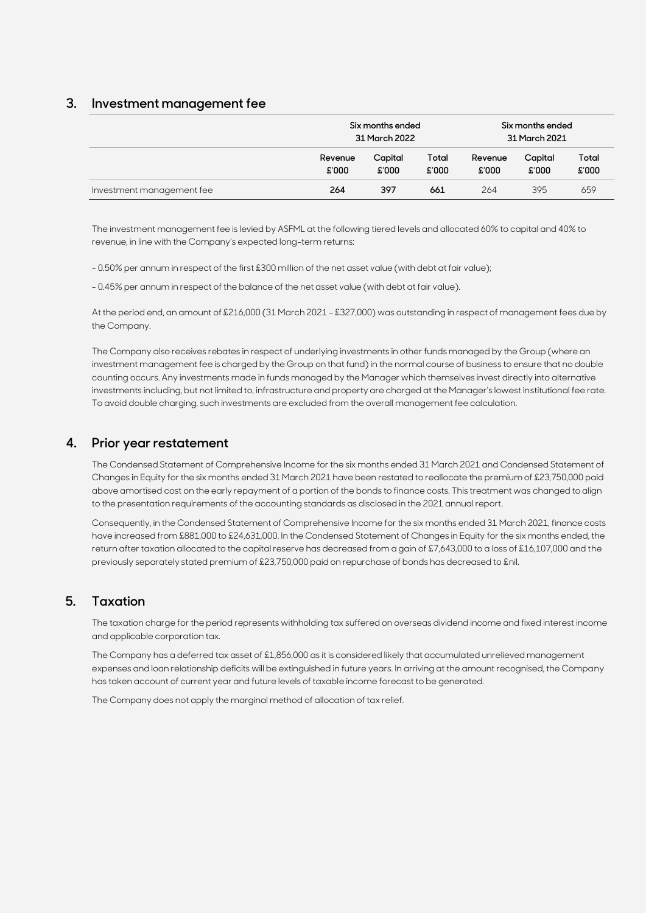## 3. Investment management fee

| | Six months ended 31 March 2022 | | | Six months ended 31 March 2021 | | |
|---|---|---|---|---|---|---|
| | Revenue £'000 | Capital £'000 | Total £'000 | Revenue £'000 | Capital £'000 | Total £'000 |
| Investment management fee | **264** | **397** | **661** | 264 | 395 | 659 |

The investment management fee is levied by ASFML at the following tiered levels and allocated 60% to capital and 40% to revenue, in line with the Company's expected long-term returns:

- 0.50% per annum in respect of the first £300 million of the net asset value (with debt at fair value);

- 0.45% per annum in respect of the balance of the net asset value (with debt at fair value).

At the period end, an amount of £216,000 (31 March 2021 - £327,000) was outstanding in respect of management fees due by the Company.

The Company also receives rebates in respect of underlying investments in other funds managed by the Group (where an investment management fee is charged by the Group on that fund) in the normal course of business to ensure that no double counting occurs. Any investments made in funds managed by the Manager which themselves invest directly into alternative investments including, but not limited to, infrastructure and property are charged at the Manager's lowest institutional fee rate. To avoid double charging, such investments are excluded from the overall management fee calculation.

## 4. Prior year restatement

The Condensed Statement of Comprehensive Income for the six months ended 31 March 2021 and Condensed Statement of Changes in Equity for the six months ended 31 March 2021 have been restated to reallocate the premium of £23,750,000 paid above amortised cost on the early repayment of a portion of the bonds to finance costs. This treatment was changed to align to the presentation requirements of the accounting standards as disclosed in the 2021 annual report.

Consequently, in the Condensed Statement of Comprehensive Income for the six months ended 31 March 2021, finance costs have increased from £881,000 to £24,631,000. In the Condensed Statement of Changes in Equity for the six months ended, the return after taxation allocated to the capital reserve has decreased from a gain of £7,643,000 to a loss of £16,107,000 and the previously separately stated premium of £23,750,000 paid on repurchase of bonds has decreased to £nil.

## 5. Taxation

The taxation charge for the period represents withholding tax suffered on overseas dividend income and fixed interest income and applicable corporation tax.

The Company has a deferred tax asset of £1,856,000 as it is considered likely that accumulated unrelieved management expenses and loan relationship deficits will be extinguished in future years. In arriving at the amount recognised, the Company has taken account of current year and future levels of taxable income forecast to be generated.

The Company does not apply the marginal method of allocation of tax relief.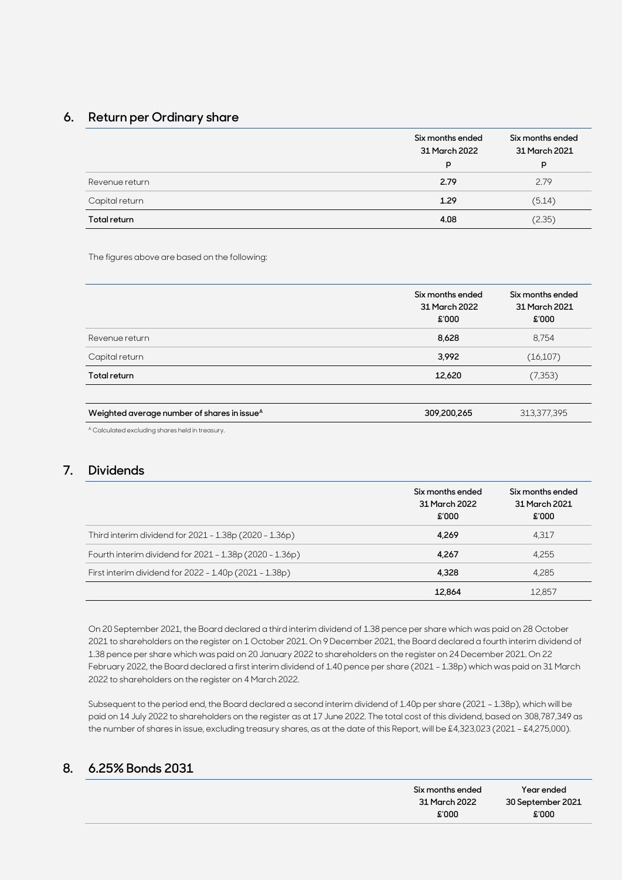## 6. Return per Ordinary share

| | Six months ended 31 March 2022 p | Six months ended 31 March 2021 p |
|---|---|---|
| Revenue return | **2.79** | 2.79 |
| Capital return | **1.29** | (5.14) |
| **Total return** | **4.08** | (2.35) |

The figures above are based on the following:

| | Six months ended 31 March 2022 £'000 | Six months ended 31 March 2021 £'000 |
|---|---|---|
| Revenue return | **8,628** | 8,754 |
| Capital return | **3,992** | (16,107) |
| **Total return** | **12,620** | (7,353) |
| | | |
| **Weighted average number of shares in issue**[A] | **309,200,265** | 313,377,395 |

[A] Calculated excluding shares held in treasury.

## 7. Dividends

| | Six months ended 31 March 2022 £'000 | Six months ended 31 March 2021 £'000 |
|---|---|---|
| Third interim dividend for 2021 - 1.38p (2020 - 1.36p) | **4,269** | 4,317 |
| Fourth interim dividend for 2021 - 1.38p (2020 - 1.36p) | **4,267** | 4,255 |
| First interim dividend for 2022 - 1.40p (2021 - 1.38p) | **4,328** | 4,285 |
| | **12,864** | 12,857 |

On 20 September 2021, the Board declared a third interim dividend of 1.38 pence per share which was paid on 28 October 2021 to shareholders on the register on 1 October 2021. On 9 December 2021, the Board declared a fourth interim dividend of 1.38 pence per share which was paid on 20 January 2022 to shareholders on the register on 24 December 2021. On 22 February 2022, the Board declared a first interim dividend of 1.40 pence per share (2021 - 1.38p) which was paid on 31 March 2022 to shareholders on the register on 4 March 2022.

Subsequent to the period end, the Board declared a second interim dividend of 1.40p per share (2021 – 1.38p), which will be paid on 14 July 2022 to shareholders on the register as at 17 June 2022. The total cost of this dividend, based on 308,787,349 as the number of shares in issue, excluding treasury shares, as at the date of this Report, will be £4,323,023 (2021 - £4,275,000).

## 8. 6.25% Bonds 2031

| | Six months ended 31 March 2022 £'000 | Year ended 30 September 2021 £'000 |
|---|---|---|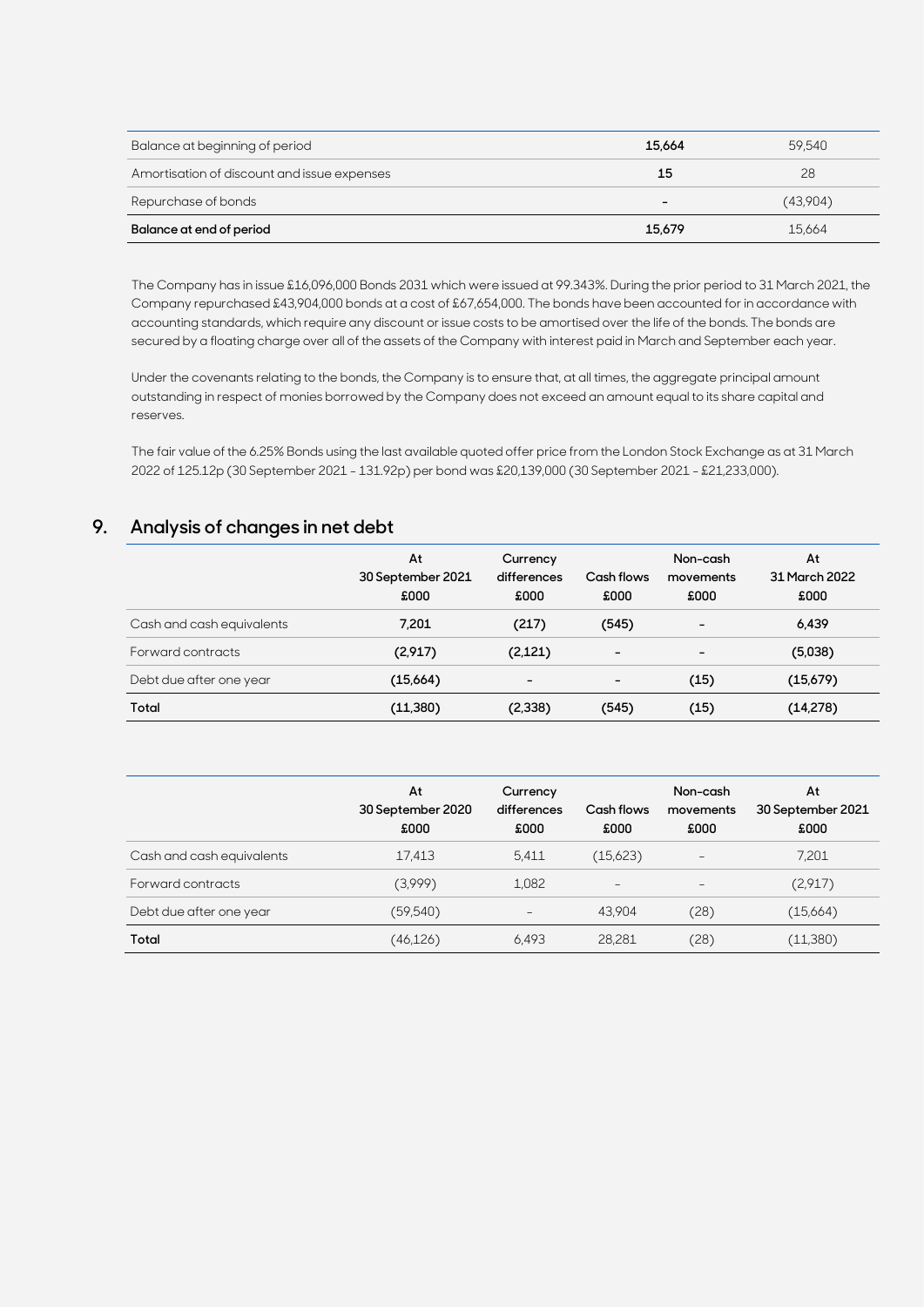| | | |
|---|---|---|
| Balance at beginning of period | **15,664** | 59,540 |
| Amortisation of discount and issue expenses | **15** | 28 |
| Repurchase of bonds | **-** | (43,904) |
| **Balance at end of period** | **15,679** | 15,664 |

The Company has in issue £16,096,000 Bonds 2031 which were issued at 99.343%. During the prior period to 31 March 2021, the Company repurchased £43,904,000 bonds at a cost of £67,654,000. The bonds have been accounted for in accordance with accounting standards, which require any discount or issue costs to be amortised over the life of the bonds. The bonds are secured by a floating charge over all of the assets of the Company with interest paid in March and September each year.

Under the covenants relating to the bonds, the Company is to ensure that, at all times, the aggregate principal amount outstanding in respect of monies borrowed by the Company does not exceed an amount equal to its share capital and reserves.

The fair value of the 6.25% Bonds using the last available quoted offer price from the London Stock Exchange as at 31 March 2022 of 125.12p (30 September 2021 - 131.92p) per bond was £20,139,000 (30 September 2021 - £21,233,000).

## 9. Analysis of changes in net debt

| | At 30 September 2021 £000 | Currency differences £000 | Cash flows £000 | Non-cash movements £000 | At 31 March 2022 £000 |
|---|---|---|---|---|---|
| Cash and cash equivalents | **7,201** | **(217)** | **(545)** | **-** | **6,439** |
| Forward contracts | **(2,917)** | **(2,121)** | **-** | **-** | **(5,038)** |
| Debt due after one year | **(15,664)** | **-** | **-** | **(15)** | **(15,679)** |
| **Total** | **(11,380)** | **(2,338)** | **(545)** | **(15)** | **(14,278)** |

| | At 30 September 2020 £000 | Currency differences £000 | Cash flows £000 | Non-cash movements £000 | At 30 September 2021 £000 |
|---|---|---|---|---|---|
| Cash and cash equivalents | 17,413 | 5,411 | (15,623) | - | 7,201 |
| Forward contracts | (3,999) | 1,082 | - | - | (2,917) |
| Debt due after one year | (59,540) | - | 43,904 | (28) | (15,664) |
| **Total** | (46,126) | 6,493 | 28,281 | (28) | (11,380) |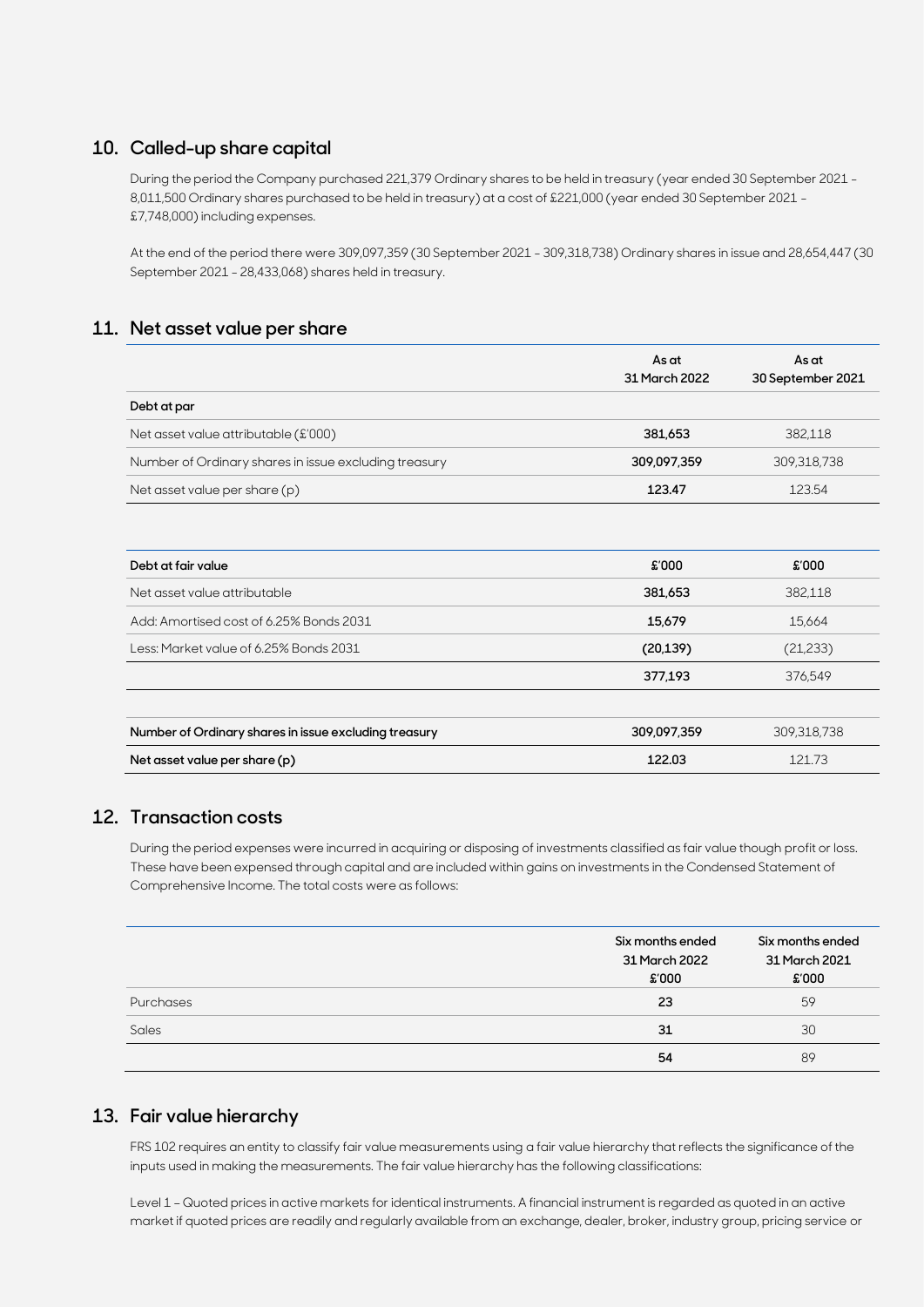## 10. Called-up share capital

During the period the Company purchased 221,379 Ordinary shares to be held in treasury (year ended 30 September 2021 – 8,011,500 Ordinary shares purchased to be held in treasury) at a cost of £221,000 (year ended 30 September 2021 – £7,748,000) including expenses.

At the end of the period there were 309,097,359 (30 September 2021 – 309,318,738) Ordinary shares in issue and 28,654,447 (30 September 2021 – 28,433,068) shares held in treasury.

## 11. Net asset value per share

| | As at 31 March 2022 | As at 30 September 2021 |
|---|---|---|
| **Debt at par** | | |
| Net asset value attributable (£'000) | **381,653** | 382,118 |
| Number of Ordinary shares in issue excluding treasury | **309,097,359** | 309,318,738 |
| Net asset value per share (p) | **123.47** | 123.54 |

| **Debt at fair value** | **£'000** | **£'000** |
|---|---|---|
| Net asset value attributable | **381,653** | 382,118 |
| Add: Amortised cost of 6.25% Bonds 2031 | **15,679** | 15,664 |
| Less: Market value of 6.25% Bonds 2031 | **(20,139)** | (21,233) |
| | **377,193** | 376,549 |
| | | |
| **Number of Ordinary shares in issue excluding treasury** | **309,097,359** | 309,318,738 |
| **Net asset value per share (p)** | **122.03** | 121.73 |

## 12. Transaction costs

During the period expenses were incurred in acquiring or disposing of investments classified as fair value though profit or loss. These have been expensed through capital and are included within gains on investments in the Condensed Statement of Comprehensive Income. The total costs were as follows:

| | Six months ended 31 March 2022 £'000 | Six months ended 31 March 2021 £'000 |
|---|---|---|
| Purchases | **23** | 59 |
| Sales | **31** | 30 |
| | **54** | 89 |

## 13. Fair value hierarchy

FRS 102 requires an entity to classify fair value measurements using a fair value hierarchy that reflects the significance of the inputs used in making the measurements. The fair value hierarchy has the following classifications:

Level 1 – Quoted prices in active markets for identical instruments. A financial instrument is regarded as quoted in an active market if quoted prices are readily and regularly available from an exchange, dealer, broker, industry group, pricing service or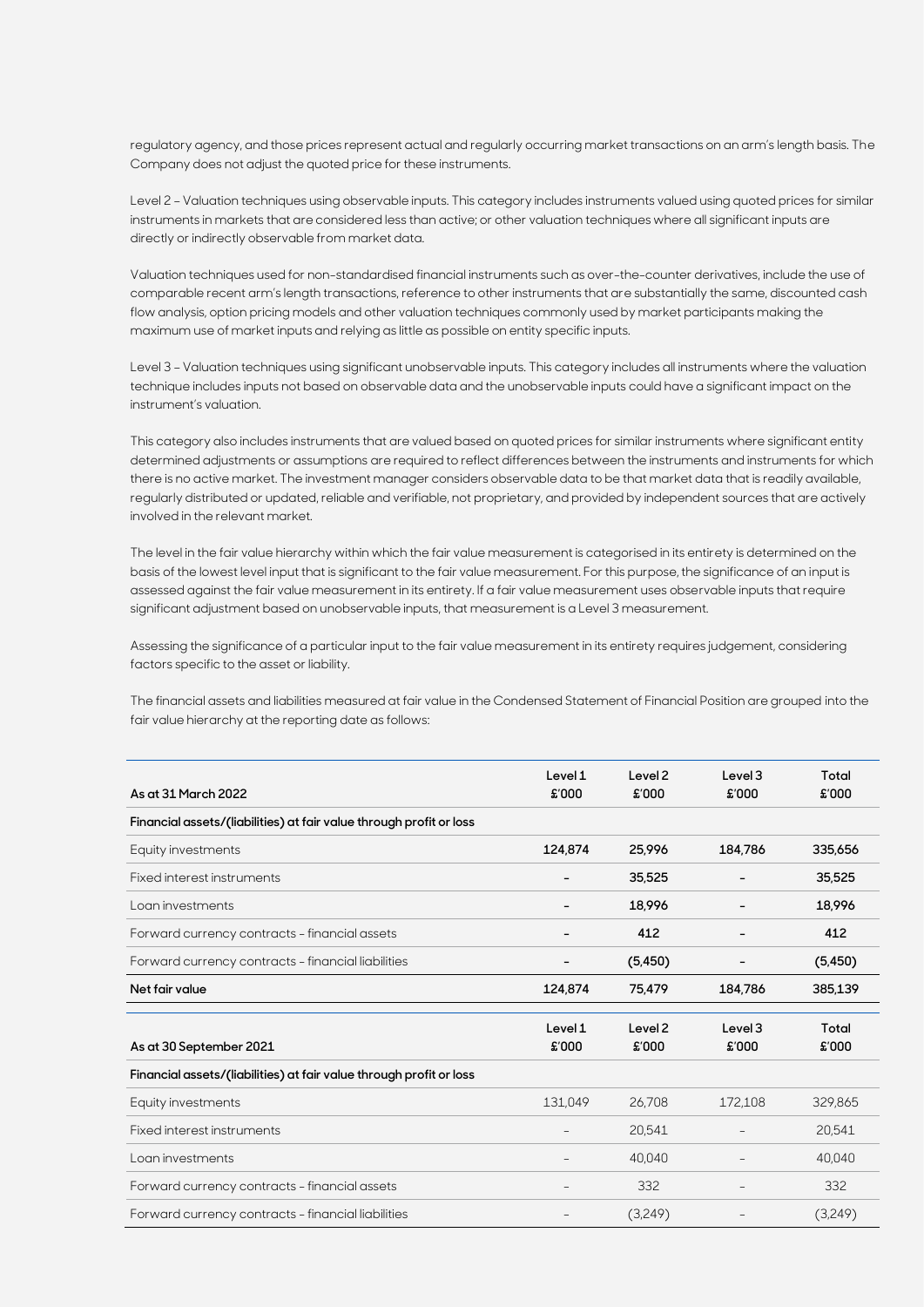regulatory agency, and those prices represent actual and regularly occurring market transactions on an arm's length basis. The Company does not adjust the quoted price for these instruments.

Level 2 – Valuation techniques using observable inputs. This category includes instruments valued using quoted prices for similar instruments in markets that are considered less than active; or other valuation techniques where all significant inputs are directly or indirectly observable from market data.

Valuation techniques used for non-standardised financial instruments such as over-the-counter derivatives, include the use of comparable recent arm's length transactions, reference to other instruments that are substantially the same, discounted cash flow analysis, option pricing models and other valuation techniques commonly used by market participants making the maximum use of market inputs and relying as little as possible on entity specific inputs.

Level 3 – Valuation techniques using significant unobservable inputs. This category includes all instruments where the valuation technique includes inputs not based on observable data and the unobservable inputs could have a significant impact on the instrument's valuation.

This category also includes instruments that are valued based on quoted prices for similar instruments where significant entity determined adjustments or assumptions are required to reflect differences between the instruments and instruments for which there is no active market. The investment manager considers observable data to be that market data that is readily available, regularly distributed or updated, reliable and verifiable, not proprietary, and provided by independent sources that are actively involved in the relevant market.

The level in the fair value hierarchy within which the fair value measurement is categorised in its entirety is determined on the basis of the lowest level input that is significant to the fair value measurement. For this purpose, the significance of an input is assessed against the fair value measurement in its entirety. If a fair value measurement uses observable inputs that require significant adjustment based on unobservable inputs, that measurement is a Level 3 measurement.

Assessing the significance of a particular input to the fair value measurement in its entirety requires judgement, considering factors specific to the asset or liability.

The financial assets and liabilities measured at fair value in the Condensed Statement of Financial Position are grouped into the fair value hierarchy at the reporting date as follows:

| **As at 31 March 2022** | **Level 1 £'000** | **Level 2 £'000** | **Level 3 £'000** | **Total £'000** |
|---|---|---|---|---|
| **Financial assets/(liabilities) at fair value through profit or loss** | | | | |
| Equity investments | **124,874** | **25,996** | **184,786** | **335,656** |
| Fixed interest instruments | **–** | **35,525** | **–** | **35,525** |
| Loan investments | **–** | **18,996** | **–** | **18,996** |
| Forward currency contracts - financial assets | **–** | **412** | **–** | **412** |
| Forward currency contracts - financial liabilities | **–** | **(5,450)** | **–** | **(5,450)** |
| **Net fair value** | **124,874** | **75,479** | **184,786** | **385,139** |

| **As at 30 September 2021** | **Level 1 £'000** | **Level 2 £'000** | **Level 3 £'000** | **Total £'000** |
|---|---|---|---|---|
| **Financial assets/(liabilities) at fair value through profit or loss** | | | | |
| Equity investments | 131,049 | 26,708 | 172,108 | 329,865 |
| Fixed interest instruments | – | 20,541 | – | 20,541 |
| Loan investments | – | 40,040 | – | 40,040 |
| Forward currency contracts - financial assets | – | 332 | – | 332 |
| Forward currency contracts - financial liabilities | – | (3,249) | – | (3,249) |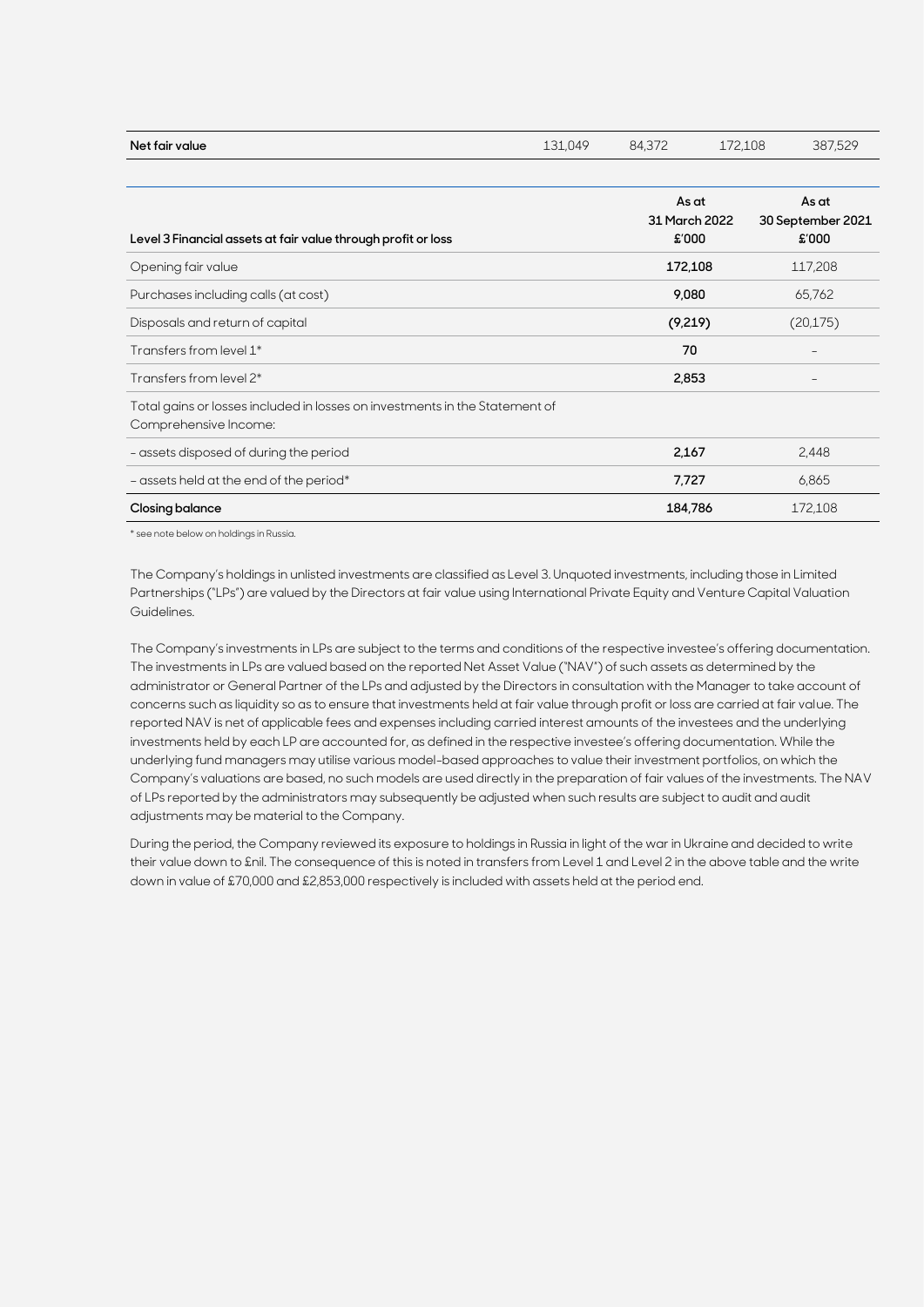| | | | | |
|---|---|---|---|---|
| **Net fair value** | 131,049 | 84,372 | 172,108 | 387,529 |

| **Level 3 Financial assets at fair value through profit or loss** | **As at 31 March 2022 £'000** | **As at 30 September 2021 £'000** |
|---|---|---|
| Opening fair value | **172,108** | 117,208 |
| Purchases including calls (at cost) | **9,080** | 65,762 |
| Disposals and return of capital | **(9,219)** | (20,175) |
| Transfers from level 1* | **70** | – |
| Transfers from level 2* | **2,853** | – |
| Total gains or losses included in losses on investments in the Statement of Comprehensive Income: | | |
| – assets disposed of during the period | **2,167** | 2,448 |
| – assets held at the end of the period* | **7,727** | 6,865 |
| **Closing balance** | **184,786** | 172,108 |

* see note below on holdings in Russia.

The Company's holdings in unlisted investments are classified as Level 3. Unquoted investments, including those in Limited Partnerships ("LPs") are valued by the Directors at fair value using International Private Equity and Venture Capital Valuation Guidelines.

The Company's investments in LPs are subject to the terms and conditions of the respective investee's offering documentation. The investments in LPs are valued based on the reported Net Asset Value ("NAV") of such assets as determined by the administrator or General Partner of the LPs and adjusted by the Directors in consultation with the Manager to take account of concerns such as liquidity so as to ensure that investments held at fair value through profit or loss are carried at fair value. The reported NAV is net of applicable fees and expenses including carried interest amounts of the investees and the underlying investments held by each LP are accounted for, as defined in the respective investee's offering documentation. While the underlying fund managers may utilise various model-based approaches to value their investment portfolios, on which the Company's valuations are based, no such models are used directly in the preparation of fair values of the investments. The NAV of LPs reported by the administrators may subsequently be adjusted when such results are subject to audit and audit adjustments may be material to the Company.

During the period, the Company reviewed its exposure to holdings in Russia in light of the war in Ukraine and decided to write their value down to £nil. The consequence of this is noted in transfers from Level 1 and Level 2 in the above table and the write down in value of £70,000 and £2,853,000 respectively is included with assets held at the period end.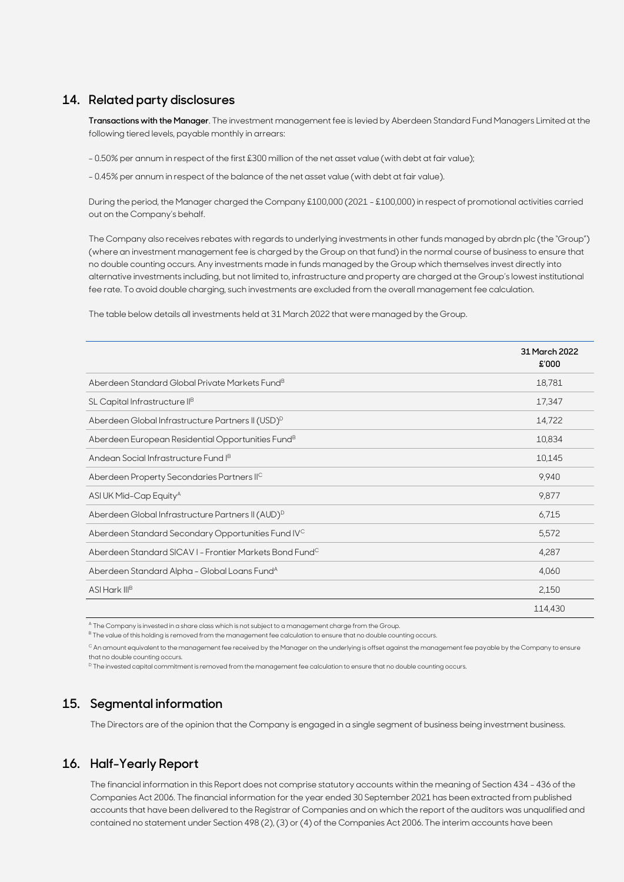## 14. Related party disclosures

**Transactions with the Manager**. The investment management fee is levied by Aberdeen Standard Fund Managers Limited at the following tiered levels, payable monthly in arrears:

- 0.50% per annum in respect of the first £300 million of the net asset value (with debt at fair value);

- 0.45% per annum in respect of the balance of the net asset value (with debt at fair value).

During the period, the Manager charged the Company £100,000 (2021 - £100,000) in respect of promotional activities carried out on the Company's behalf.

The Company also receives rebates with regards to underlying investments in other funds managed by abrdn plc (the "Group") (where an investment management fee is charged by the Group on that fund) in the normal course of business to ensure that no double counting occurs. Any investments made in funds managed by the Group which themselves invest directly into alternative investments including, but not limited to, infrastructure and property are charged at the Group's lowest institutional fee rate. To avoid double charging, such investments are excluded from the overall management fee calculation.

The table below details all investments held at 31 March 2022 that were managed by the Group.

| | 31 March 2022 £'000 |
|---|---|
| Aberdeen Standard Global Private Markets Fund[B] | 18,781 |
| SL Capital Infrastructure II[B] | 17,347 |
| Aberdeen Global Infrastructure Partners II (USD)[D] | 14,722 |
| Aberdeen European Residential Opportunities Fund[B] | 10,834 |
| Andean Social Infrastructure Fund I[B] | 10,145 |
| Aberdeen Property Secondaries Partners II[C] | 9,940 |
| ASI UK Mid-Cap Equity[A] | 9,877 |
| Aberdeen Global Infrastructure Partners II (AUD)[D] | 6,715 |
| Aberdeen Standard Secondary Opportunities Fund IV[C] | 5,572 |
| Aberdeen Standard SICAV I - Frontier Markets Bond Fund[C] | 4,287 |
| Aberdeen Standard Alpha - Global Loans Fund[A] | 4,060 |
| ASI Hark III[B] | 2,150 |
| | 114,430 |

[A] The Company is invested in a share class which is not subject to a management charge from the Group.

[B] The value of this holding is removed from the management fee calculation to ensure that no double counting occurs.

[C] An amount equivalent to the management fee received by the Manager on the underlying is offset against the management fee payable by the Company to ensure that no double counting occurs.

[D] The invested capital commitment is removed from the management fee calculation to ensure that no double counting occurs.

## 15. Segmental information

The Directors are of the opinion that the Company is engaged in a single segment of business being investment business.

## 16. Half-Yearly Report

The financial information in this Report does not comprise statutory accounts within the meaning of Section 434 - 436 of the Companies Act 2006. The financial information for the year ended 30 September 2021 has been extracted from published accounts that have been delivered to the Registrar of Companies and on which the report of the auditors was unqualified and contained no statement under Section 498 (2), (3) or (4) of the Companies Act 2006. The interim accounts have been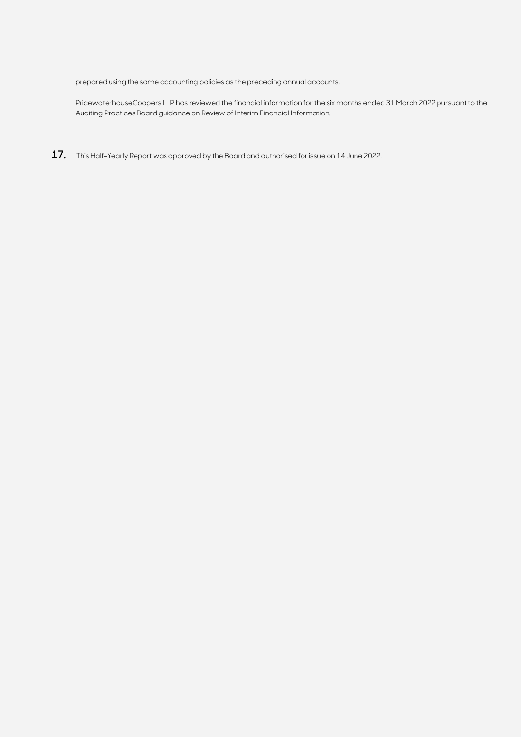prepared using the same accounting policies as the preceding annual accounts.

PricewaterhouseCoopers LLP has reviewed the financial information for the six months ended 31 March 2022 pursuant to the Auditing Practices Board guidance on Review of Interim Financial Information.

**17.** This Half-Yearly Report was approved by the Board and authorised for issue on 14 June 2022.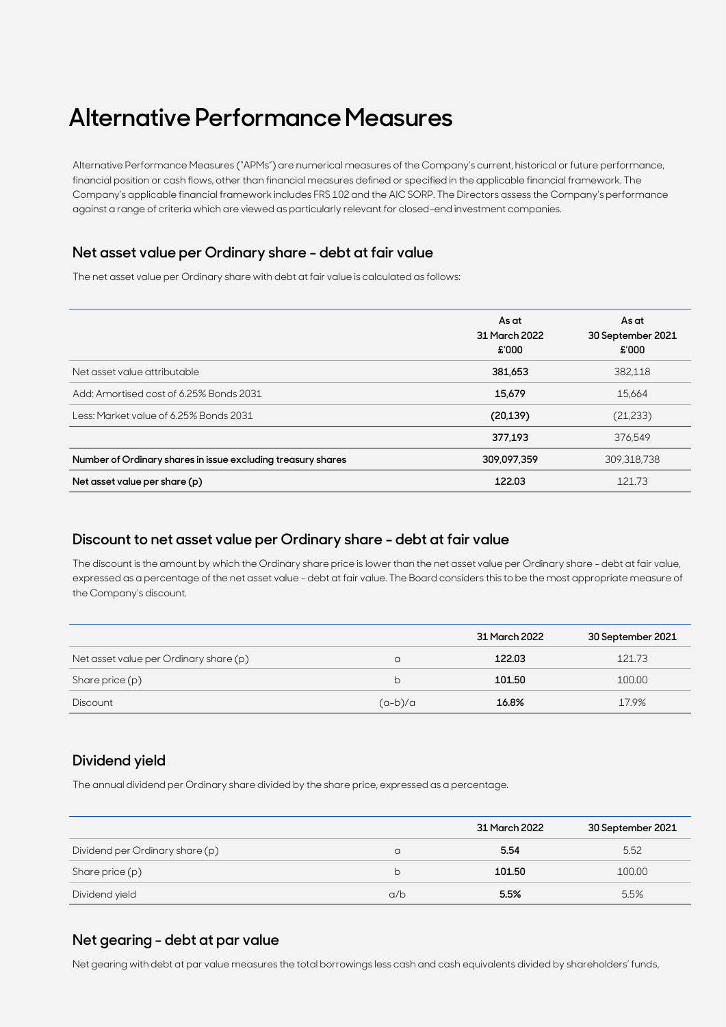# Alternative Performance Measures

Alternative Performance Measures ("APMs") are numerical measures of the Company's current, historical or future performance, financial position or cash flows, other than financial measures defined or specified in the applicable financial framework. The Company's applicable financial framework includes FRS 102 and the AIC SORP. The Directors assess the Company's performance against a range of criteria which are viewed as particularly relevant for closed-end investment companies.

## Net asset value per Ordinary share – debt at fair value

The net asset value per Ordinary share with debt at fair value is calculated as follows:

| | As at 31 March 2022 £'000 | As at 30 September 2021 £'000 |
|---|---|---|
| Net asset value attributable | **381,653** | 382,118 |
| Add: Amortised cost of 6.25% Bonds 2031 | **15,679** | 15,664 |
| Less: Market value of 6.25% Bonds 2031 | **(20,139)** | (21,233) |
| | **377,193** | 376,549 |
| **Number of Ordinary shares in issue excluding treasury shares** | **309,097,359** | 309,318,738 |
| **Net asset value per share (p)** | **122.03** | 121.73 |

## Discount to net asset value per Ordinary share – debt at fair value

The discount is the amount by which the Ordinary share price is lower than the net asset value per Ordinary share – debt at fair value, expressed as a percentage of the net asset value – debt at fair value. The Board considers this to be the most appropriate measure of the Company's discount.

| | | 31 March 2022 | 30 September 2021 |
|---|---|---|---|
| Net asset value per Ordinary share (p) | a | **122.03** | 121.73 |
| Share price (p) | b | **101.50** | 100.00 |
| Discount | (a-b)/a | **16.8%** | 17.9% |

## Dividend yield

The annual dividend per Ordinary share divided by the share price, expressed as a percentage.

| | | 31 March 2022 | 30 September 2021 |
|---|---|---|---|
| Dividend per Ordinary share (p) | a | **5.54** | 5.52 |
| Share price (p) | b | **101.50** | 100.00 |
| Dividend yield | a/b | **5.5%** | 5.5% |

## Net gearing – debt at par value

Net gearing with debt at par value measures the total borrowings less cash and cash equivalents divided by shareholders' funds,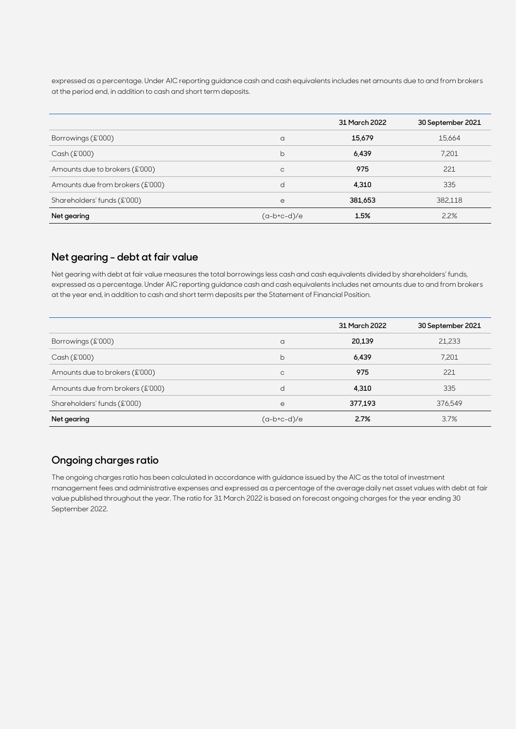expressed as a percentage. Under AIC reporting guidance cash and cash equivalents includes net amounts due to and from brokers at the period end, in addition to cash and short term deposits.

| | | 31 March 2022 | 30 September 2021 |
|---|---|---|---|
| Borrowings (£'000) | a | **15,679** | 15,664 |
| Cash (£'000) | b | **6,439** | 7,201 |
| Amounts due to brokers (£'000) | c | **975** | 221 |
| Amounts due from brokers (£'000) | d | **4,310** | 335 |
| Shareholders' funds (£'000) | e | **381,653** | 382,118 |
| **Net gearing** | (a-b+c-d)/e | **1.5%** | 2.2% |

## Net gearing - debt at fair value

Net gearing with debt at fair value measures the total borrowings less cash and cash equivalents divided by shareholders' funds, expressed as a percentage. Under AIC reporting guidance cash and cash equivalents includes net amounts due to and from brokers at the year end, in addition to cash and short term deposits per the Statement of Financial Position.

| | | 31 March 2022 | 30 September 2021 |
|---|---|---|---|
| Borrowings (£'000) | a | **20,139** | 21,233 |
| Cash (£'000) | b | **6,439** | 7,201 |
| Amounts due to brokers (£'000) | c | **975** | 221 |
| Amounts due from brokers (£'000) | d | **4,310** | 335 |
| Shareholders' funds (£'000) | e | **377,193** | 376,549 |
| **Net gearing** | (a-b+c-d)/e | **2.7%** | 3.7% |

## Ongoing charges ratio

The ongoing charges ratio has been calculated in accordance with guidance issued by the AIC as the total of investment management fees and administrative expenses and expressed as a percentage of the average daily net asset values with debt at fair value published throughout the year. The ratio for 31 March 2022 is based on forecast ongoing charges for the year ending 30 September 2022.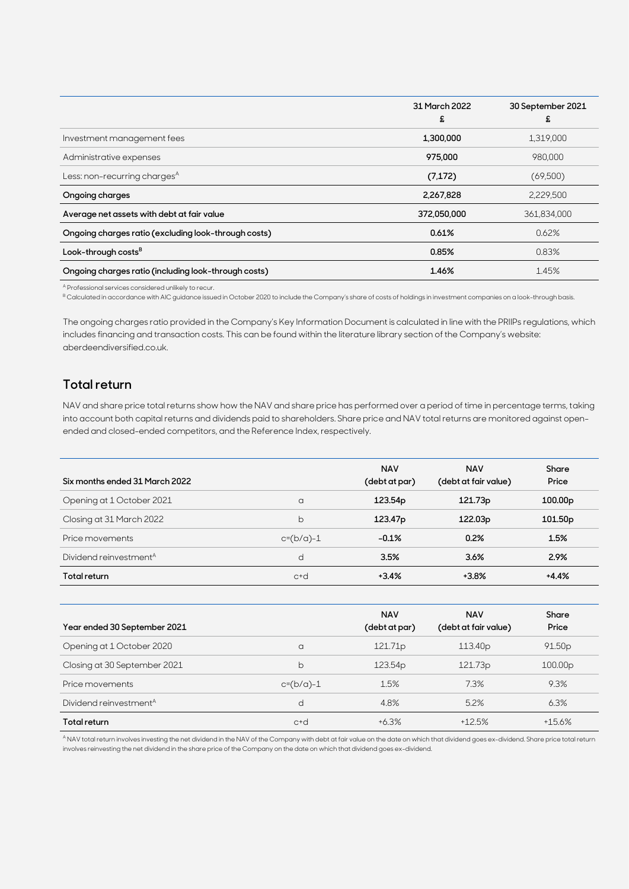| | 31 March 2022<br>£ | 30 September 2021<br>£ |
|---|---|---|
| Investment management fees | **1,300,000** | 1,319,000 |
| Administrative expenses | **975,000** | 980,000 |
| Less: non-recurring charges[A] | **(7,172)** | (69,500) |
| **Ongoing charges** | **2,267,828** | 2,229,500 |
| **Average net assets with debt at fair value** | **372,050,000** | 361,834,000 |
| **Ongoing charges ratio (excluding look-through costs)** | **0.61%** | 0.62% |
| **Look-through costs[B]** | **0.85%** | 0.83% |
| **Ongoing charges ratio (including look-through costs)** | **1.46%** | 1.45% |

[A] Professional services considered unlikely to recur.
[B] Calculated in accordance with AIC guidance issued in October 2020 to include the Company's share of costs of holdings in investment companies on a look-through basis.

The ongoing charges ratio provided in the Company's Key Information Document is calculated in line with the PRIIPs regulations, which includes financing and transaction costs. This can be found within the literature library section of the Company's website: aberdeendiversified.co.uk.

## Total return

NAV and share price total returns show how the NAV and share price has performed over a period of time in percentage terms, taking into account both capital returns and dividends paid to shareholders. Share price and NAV total returns are monitored against open-ended and closed-ended competitors, and the Reference Index, respectively.

| Six months ended 31 March 2022 | | NAV<br>(debt at par) | NAV<br>(debt at fair value) | Share<br>Price |
|---|---|---|---|---|
| Opening at 1 October 2021 | a | **123.54p** | **121.73p** | **100.00p** |
| Closing at 31 March 2022 | b | **123.47p** | **122.03p** | **101.50p** |
| Price movements | c=(b/a)-1 | **-0.1%** | **0.2%** | **1.5%** |
| Dividend reinvestment[A] | d | **3.5%** | **3.6%** | **2.9%** |
| **Total return** | c+d | **+3.4%** | **+3.8%** | **+4.4%** |

| Year ended 30 September 2021 | | NAV<br>(debt at par) | NAV<br>(debt at fair value) | Share<br>Price |
|---|---|---|---|---|
| Opening at 1 October 2020 | a | 121.71p | 113.40p | 91.50p |
| Closing at 30 September 2021 | b | 123.54p | 121.73p | 100.00p |
| Price movements | c=(b/a)-1 | 1.5% | 7.3% | 9.3% |
| Dividend reinvestment[A] | d | 4.8% | 5.2% | 6.3% |
| **Total return** | c+d | +6.3% | +12.5% | +15.6% |

[A] NAV total return involves investing the net dividend in the NAV of the Company with debt at fair value on the date on which that dividend goes ex-dividend. Share price total return involves reinvesting the net dividend in the share price of the Company on the date on which that dividend goes ex-dividend.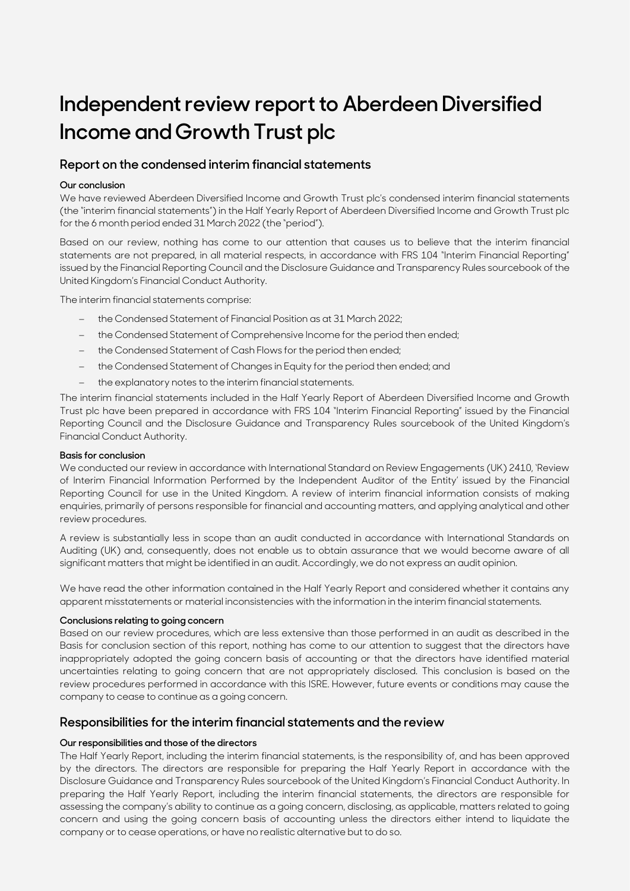# Independent review report to Aberdeen Diversified Income and Growth Trust plc

## Report on the condensed interim financial statements

### Our conclusion

We have reviewed Aberdeen Diversified Income and Growth Trust plc's condensed interim financial statements (the "interim financial statements") in the Half Yearly Report of Aberdeen Diversified Income and Growth Trust plc for the 6 month period ended 31 March 2022 (the "period").

Based on our review, nothing has come to our attention that causes us to believe that the interim financial statements are not prepared, in all material respects, in accordance with FRS 104 "Interim Financial Reporting" issued by the Financial Reporting Council and the Disclosure Guidance and Transparency Rules sourcebook of the United Kingdom's Financial Conduct Authority.

The interim financial statements comprise:

- the Condensed Statement of Financial Position as at 31 March 2022;
- the Condensed Statement of Comprehensive Income for the period then ended;
- the Condensed Statement of Cash Flows for the period then ended;
- the Condensed Statement of Changes in Equity for the period then ended; and
- the explanatory notes to the interim financial statements.

The interim financial statements included in the Half Yearly Report of Aberdeen Diversified Income and Growth Trust plc have been prepared in accordance with FRS 104 "Interim Financial Reporting" issued by the Financial Reporting Council and the Disclosure Guidance and Transparency Rules sourcebook of the United Kingdom's Financial Conduct Authority.

### Basis for conclusion

We conducted our review in accordance with International Standard on Review Engagements (UK) 2410, 'Review of Interim Financial Information Performed by the Independent Auditor of the Entity' issued by the Financial Reporting Council for use in the United Kingdom. A review of interim financial information consists of making enquiries, primarily of persons responsible for financial and accounting matters, and applying analytical and other review procedures.

A review is substantially less in scope than an audit conducted in accordance with International Standards on Auditing (UK) and, consequently, does not enable us to obtain assurance that we would become aware of all significant matters that might be identified in an audit. Accordingly, we do not express an audit opinion.

We have read the other information contained in the Half Yearly Report and considered whether it contains any apparent misstatements or material inconsistencies with the information in the interim financial statements.

### Conclusions relating to going concern

Based on our review procedures, which are less extensive than those performed in an audit as described in the Basis for conclusion section of this report, nothing has come to our attention to suggest that the directors have inappropriately adopted the going concern basis of accounting or that the directors have identified material uncertainties relating to going concern that are not appropriately disclosed. This conclusion is based on the review procedures performed in accordance with this ISRE. However, future events or conditions may cause the company to cease to continue as a going concern.

## Responsibilities for the interim financial statements and the review

### Our responsibilities and those of the directors

The Half Yearly Report, including the interim financial statements, is the responsibility of, and has been approved by the directors. The directors are responsible for preparing the Half Yearly Report in accordance with the Disclosure Guidance and Transparency Rules sourcebook of the United Kingdom's Financial Conduct Authority. In preparing the Half Yearly Report, including the interim financial statements, the directors are responsible for assessing the company's ability to continue as a going concern, disclosing, as applicable, matters related to going concern and using the going concern basis of accounting unless the directors either intend to liquidate the company or to cease operations, or have no realistic alternative but to do so.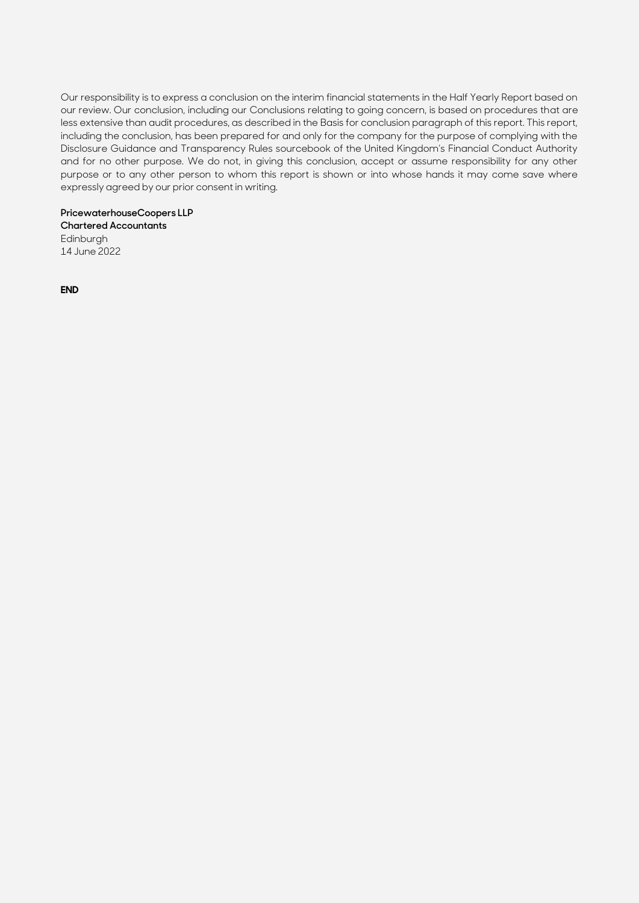Our responsibility is to express a conclusion on the interim financial statements in the Half Yearly Report based on our review. Our conclusion, including our Conclusions relating to going concern, is based on procedures that are less extensive than audit procedures, as described in the Basis for conclusion paragraph of this report. This report, including the conclusion, has been prepared for and only for the company for the purpose of complying with the Disclosure Guidance and Transparency Rules sourcebook of the United Kingdom's Financial Conduct Authority and for no other purpose. We do not, in giving this conclusion, accept or assume responsibility for any other purpose or to any other person to whom this report is shown or into whose hands it may come save where expressly agreed by our prior consent in writing.

**PricewaterhouseCoopers LLP**
**Chartered Accountants**
Edinburgh
14 June 2022

**END**